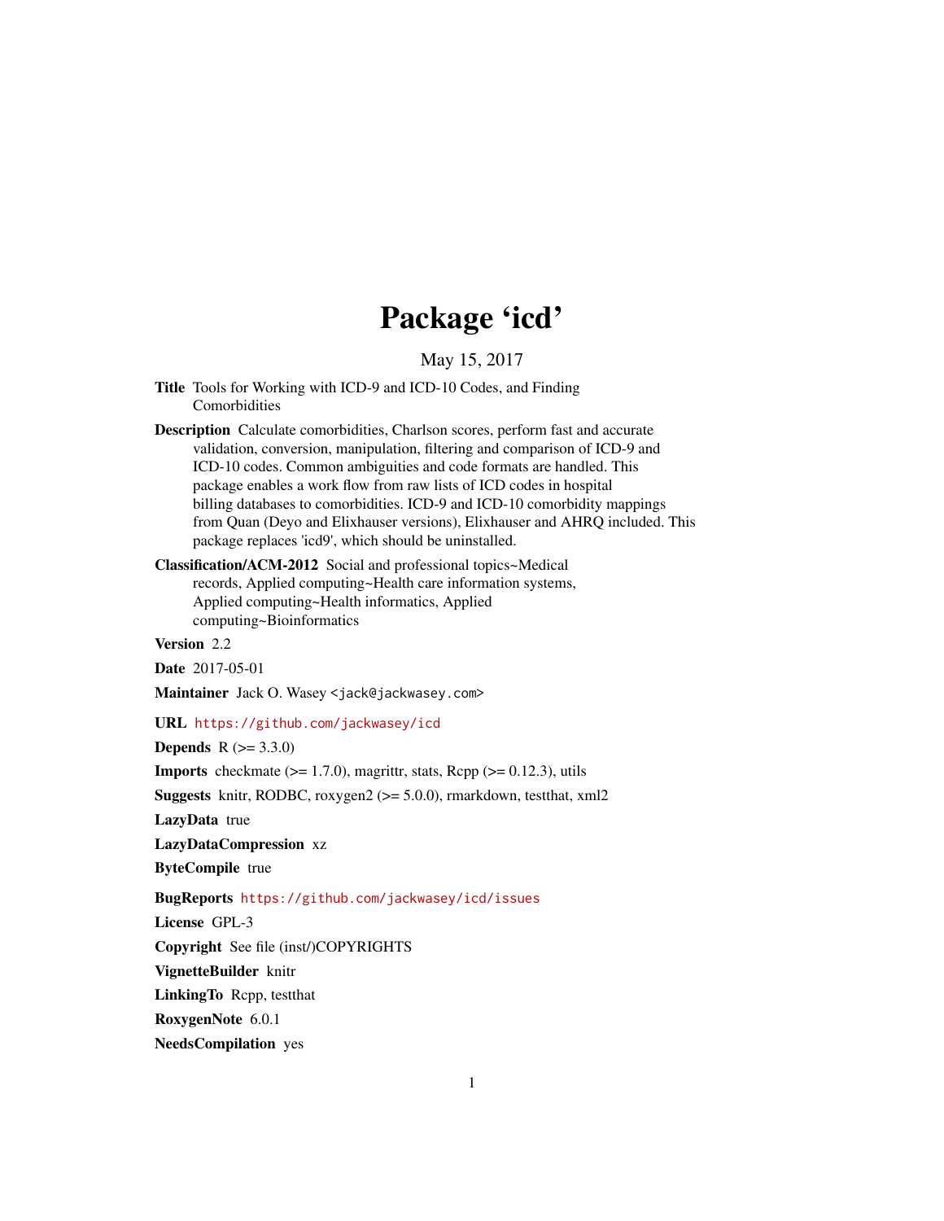# Package 'icd'

May 15, 2017

**Title** Tools for Working with ICD-9 and ICD-10 Codes, and Finding Comorbidities

**Description** Calculate comorbidities, Charlson scores, perform fast and accurate validation, conversion, manipulation, filtering and comparison of ICD-9 and ICD-10 codes. Common ambiguities and code formats are handled. This package enables a work flow from raw lists of ICD codes in hospital billing databases to comorbidities. ICD-9 and ICD-10 comorbidity mappings from Quan (Deyo and Elixhauser versions), Elixhauser and AHRQ included. This package replaces 'icd9', which should be uninstalled.

**Classification/ACM-2012** Social and professional topics~Medical records, Applied computing~Health care information systems, Applied computing~Health informatics, Applied computing~Bioinformatics

**Version** 2.2

**Date** 2017-05-01

**Maintainer** Jack O. Wasey <jack@jackwasey.com>

**URL** https://github.com/jackwasey/icd

**Depends** R (>= 3.3.0)

**Imports** checkmate (>= 1.7.0), magrittr, stats, Rcpp (>= 0.12.3), utils

**Suggests** knitr, RODBC, roxygen2 (>= 5.0.0), rmarkdown, testthat, xml2

**LazyData** true

**LazyDataCompression** xz

**ByteCompile** true

**BugReports** https://github.com/jackwasey/icd/issues

**License** GPL-3

**Copyright** See file (inst/)COPYRIGHTS

**VignetteBuilder** knitr

**LinkingTo** Rcpp, testthat

**RoxygenNote** 6.0.1

**NeedsCompilation** yes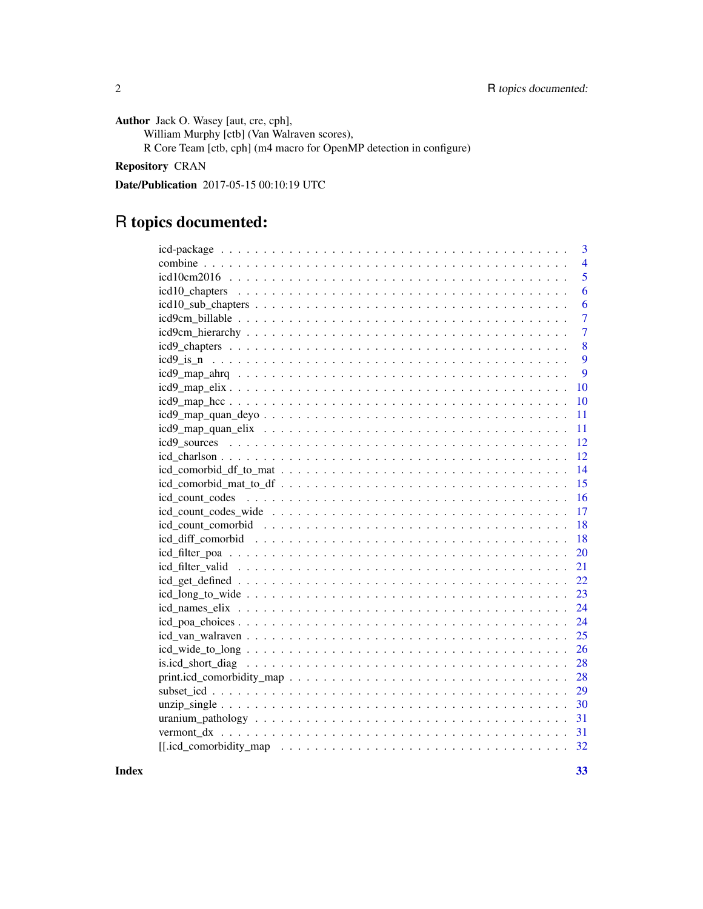**Author** Jack O. Wasey [aut, cre, cph],
William Murphy [ctb] (Van Walraven scores),
R Core Team [ctb, cph] (m4 macro for OpenMP detection in configure)

**Repository** CRAN

**Date/Publication** 2017-05-15 00:10:19 UTC

# R topics documented:

| | |
|---|---|
| icd-package | 3 |
| combine | 4 |
| icd10cm2016 | 5 |
| icd10_chapters | 6 |
| icd10_sub_chapters | 6 |
| icd9cm_billable | 7 |
| icd9cm_hierarchy | 7 |
| icd9_chapters | 8 |
| icd9_is_n | 9 |
| icd9_map_ahrq | 9 |
| icd9_map_elix | 10 |
| icd9_map_hcc | 10 |
| icd9_map_quan_deyo | 11 |
| icd9_map_quan_elix | 11 |
| icd9_sources | 12 |
| icd_charlson | 12 |
| icd_comorbid_df_to_mat | 14 |
| icd_comorbid_mat_to_df | 15 |
| icd_count_codes | 16 |
| icd_count_codes_wide | 17 |
| icd_count_comorbid | 18 |
| icd_diff_comorbid | 18 |
| icd_filter_poa | 20 |
| icd_filter_valid | 21 |
| icd_get_defined | 22 |
| icd_long_to_wide | 23 |
| icd_names_elix | 24 |
| icd_poa_choices | 24 |
| icd_van_walraven | 25 |
| icd_wide_to_long | 26 |
| is.icd_short_diag | 28 |
| print.icd_comorbidity_map | 28 |
| subset_icd | 29 |
| unzip_single | 30 |
| uranium_pathology | 31 |
| vermont_dx | 31 |
| [[.icd_comorbidity_map | 32 |
| **Index** | **33** |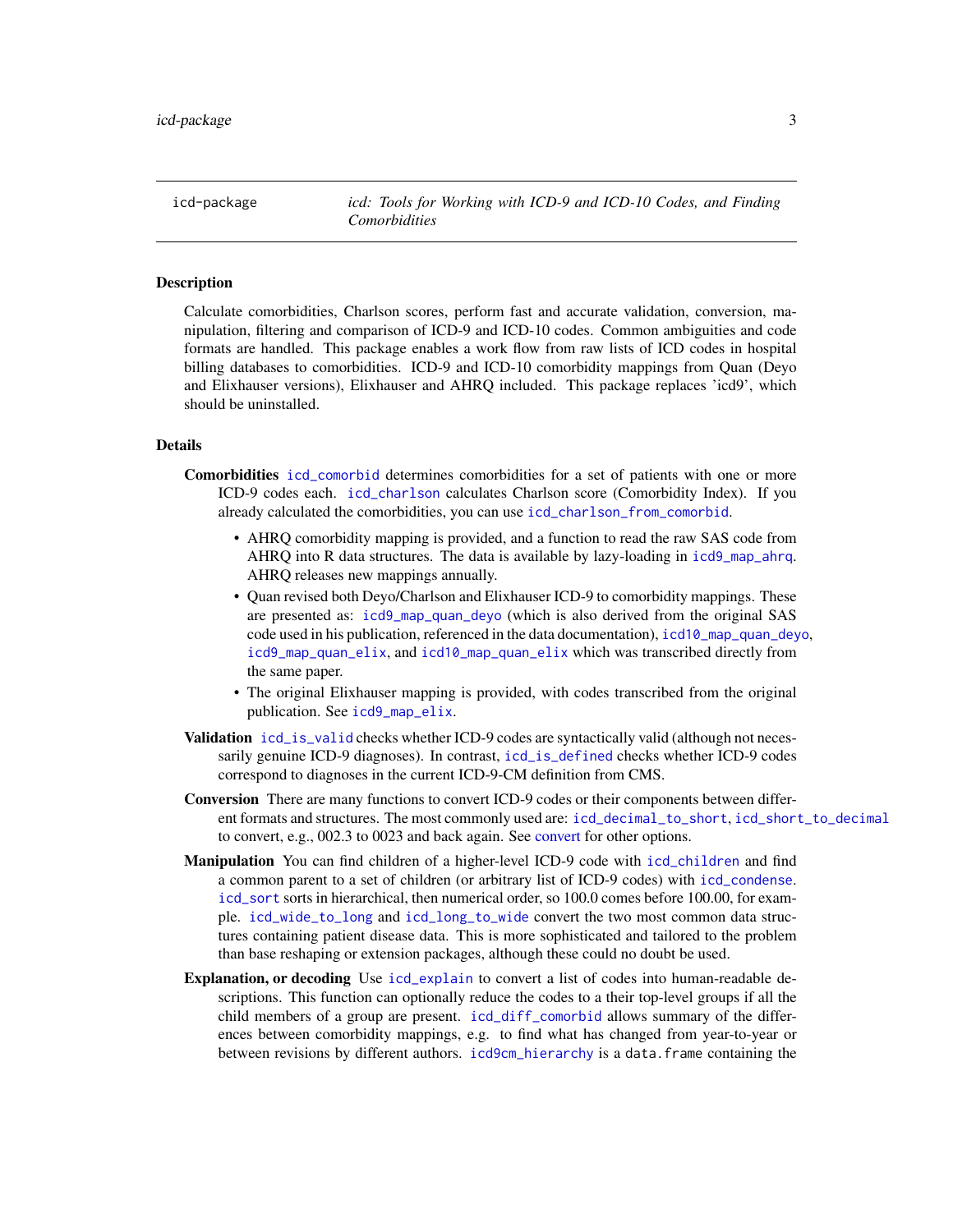`icd-package` *icd: Tools for Working with ICD-9 and ICD-10 Codes, and Finding Comorbidities*

## Description

Calculate comorbidities, Charlson scores, perform fast and accurate validation, conversion, manipulation, filtering and comparison of ICD-9 and ICD-10 codes. Common ambiguities and code formats are handled. This package enables a work flow from raw lists of ICD codes in hospital billing databases to comorbidities. ICD-9 and ICD-10 comorbidity mappings from Quan (Deyo and Elixhauser versions), Elixhauser and AHRQ included. This package replaces 'icd9', which should be uninstalled.

## Details

**Comorbidities** `icd_comorbid` determines comorbidities for a set of patients with one or more ICD-9 codes each. `icd_charlson` calculates Charlson score (Comorbidity Index). If you already calculated the comorbidities, you can use `icd_charlson_from_comorbid`.

- AHRQ comorbidity mapping is provided, and a function to read the raw SAS code from AHRQ into R data structures. The data is available by lazy-loading in `icd9_map_ahrq`. AHRQ releases new mappings annually.
- Quan revised both Deyo/Charlson and Elixhauser ICD-9 to comorbidity mappings. These are presented as: `icd9_map_quan_deyo` (which is also derived from the original SAS code used in his publication, referenced in the data documentation), `icd10_map_quan_deyo`, `icd9_map_quan_elix`, and `icd10_map_quan_elix` which was transcribed directly from the same paper.
- The original Elixhauser mapping is provided, with codes transcribed from the original publication. See `icd9_map_elix`.

**Validation** `icd_is_valid` checks whether ICD-9 codes are syntactically valid (although not necessarily genuine ICD-9 diagnoses). In contrast, `icd_is_defined` checks whether ICD-9 codes correspond to diagnoses in the current ICD-9-CM definition from CMS.

**Conversion** There are many functions to convert ICD-9 codes or their components between different formats and structures. The most commonly used are: `icd_decimal_to_short`, `icd_short_to_decimal` to convert, e.g., 002.3 to 0023 and back again. See convert for other options.

**Manipulation** You can find children of a higher-level ICD-9 code with `icd_children` and find a common parent to a set of children (or arbitrary list of ICD-9 codes) with `icd_condense`. `icd_sort` sorts in hierarchical, then numerical order, so 100.0 comes before 100.00, for example. `icd_wide_to_long` and `icd_long_to_wide` convert the two most common data structures containing patient disease data. This is more sophisticated and tailored to the problem than base reshaping or extension packages, although these could no doubt be used.

**Explanation, or decoding** Use `icd_explain` to convert a list of codes into human-readable descriptions. This function can optionally reduce the codes to a their top-level groups if all the child members of a group are present. `icd_diff_comorbid` allows summary of the differences between comorbidity mappings, e.g. to find what has changed from year-to-year or between revisions by different authors. `icd9cm_hierarchy` is a `data.frame` containing the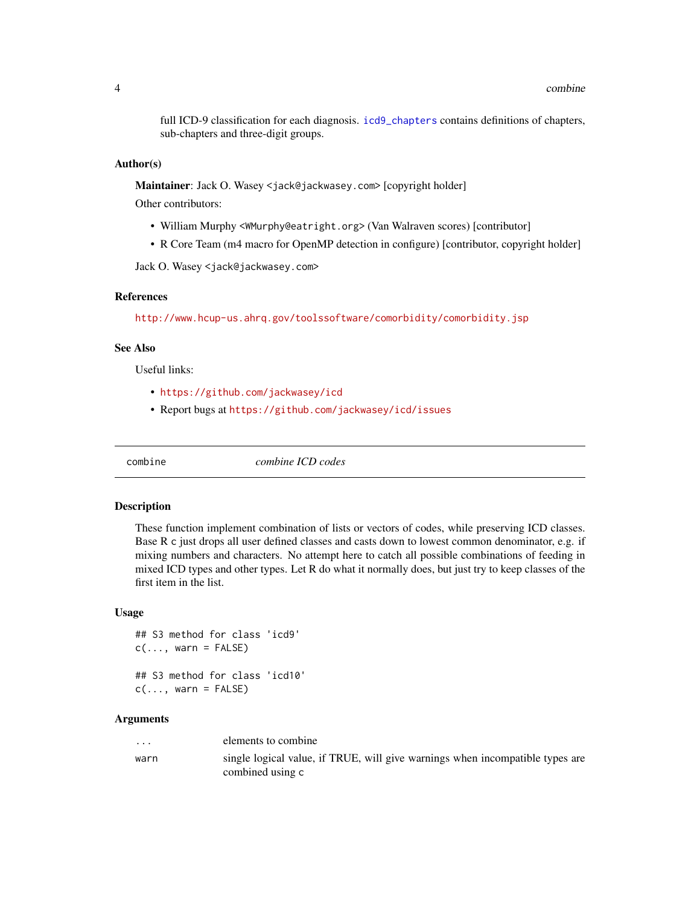full ICD-9 classification for each diagnosis. `icd9_chapters` contains definitions of chapters, sub-chapters and three-digit groups.

### Author(s)

**Maintainer**: Jack O. Wasey <jack@jackwasey.com> [copyright holder]

Other contributors:

- William Murphy <WMurphy@eatright.org> (Van Walraven scores) [contributor]
- R Core Team (m4 macro for OpenMP detection in configure) [contributor, copyright holder]

Jack O. Wasey <jack@jackwasey.com>

### References

http://www.hcup-us.ahrq.gov/toolssoftware/comorbidity/comorbidity.jsp

### See Also

Useful links:

- https://github.com/jackwasey/icd
- Report bugs at https://github.com/jackwasey/icd/issues

---

## combine — *combine ICD codes*

### Description

These function implement combination of lists or vectors of codes, while preserving ICD classes. Base R `c` just drops all user defined classes and casts down to lowest common denominator, e.g. if mixing numbers and characters. No attempt here to catch all possible combinations of feeding in mixed ICD types and other types. Let R do what it normally does, but just try to keep classes of the first item in the list.

### Usage

```
## S3 method for class 'icd9'
c(..., warn = FALSE)

## S3 method for class 'icd10'
c(..., warn = FALSE)
```

### Arguments

| | |
|---|---|
| `...` | elements to combine |
| `warn` | single logical value, if TRUE, will give warnings when incompatible types are combined using `c` |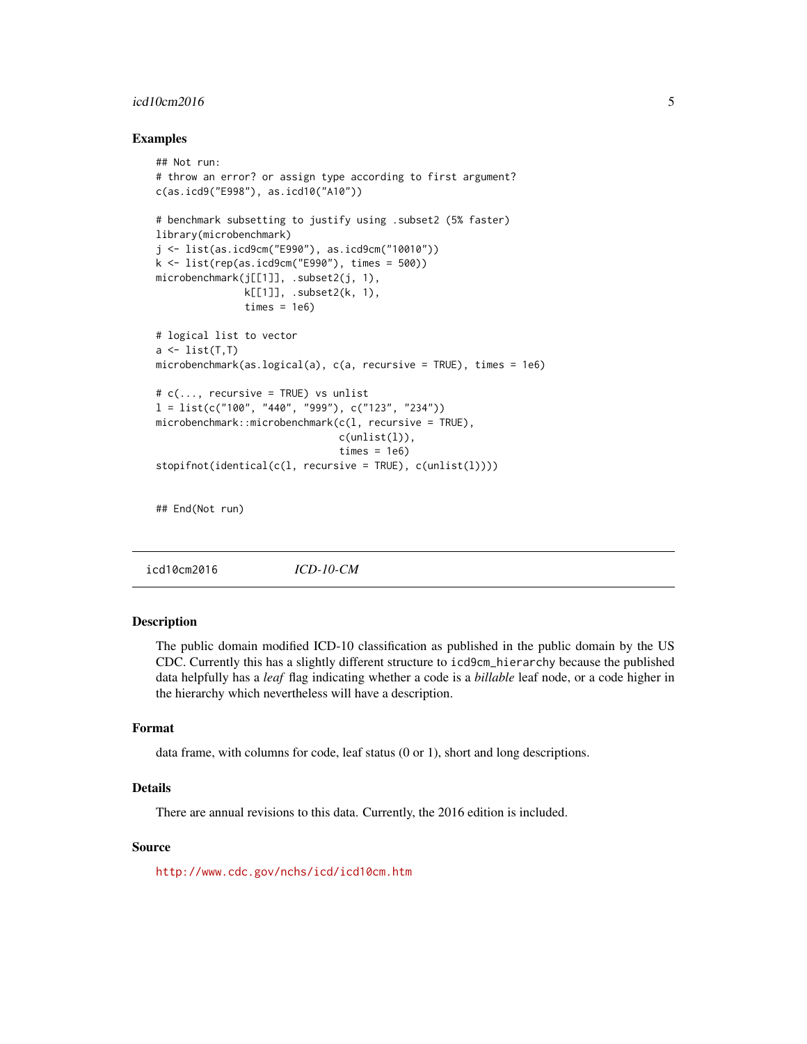### Examples

```
## Not run:
# throw an error? or assign type according to first argument?
c(as.icd9("E998"), as.icd10("A10"))

# benchmark subsetting to justify using .subset2 (5% faster)
library(microbenchmark)
j <- list(as.icd9cm("E990"), as.icd9cm("10010"))
k <- list(rep(as.icd9cm("E990"), times = 500))
microbenchmark(j[[1]], .subset2(j, 1),
               k[[1]], .subset2(k, 1),
               times = 1e6)

# logical list to vector
a <- list(T,T)
microbenchmark(as.logical(a), c(a, recursive = TRUE), times = 1e6)

# c(..., recursive = TRUE) vs unlist
l = list(c("100", "440", "999"), c("123", "234"))
microbenchmark::microbenchmark(c(l, recursive = TRUE),
                               c(unlist(l)),
                               times = 1e6)
stopifnot(identical(c(l, recursive = TRUE), c(unlist(l))))


## End(Not run)
```

## icd10cm2016 *ICD-10-CM*

### Description

The public domain modified ICD-10 classification as published in the public domain by the US CDC. Currently this has a slightly different structure to `icd9cm_hierarchy` because the published data helpfully has a *leaf* flag indicating whether a code is a *billable* leaf node, or a code higher in the hierarchy which nevertheless will have a description.

### Format

data frame, with columns for code, leaf status (0 or 1), short and long descriptions.

### Details

There are annual revisions to this data. Currently, the 2016 edition is included.

### Source

http://www.cdc.gov/nchs/icd/icd10cm.htm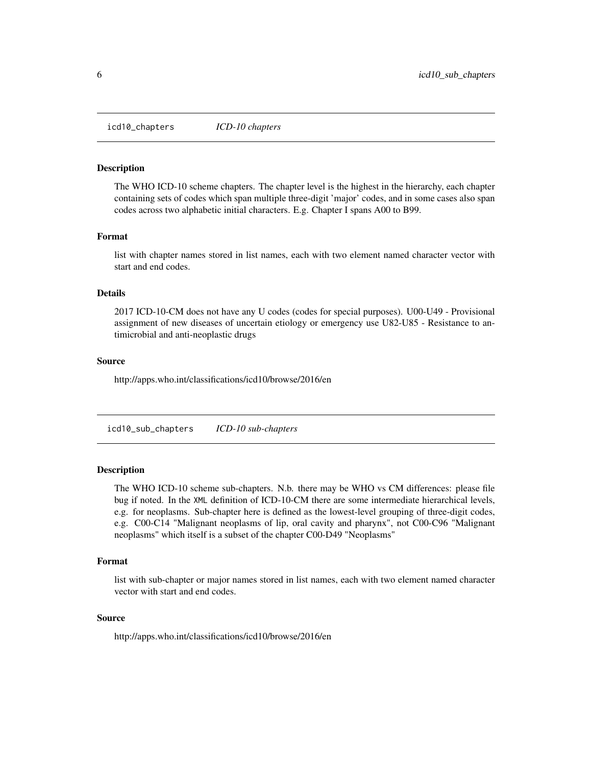## icd10_chapters *ICD-10 chapters*

### Description

The WHO ICD-10 scheme chapters. The chapter level is the highest in the hierarchy, each chapter containing sets of codes which span multiple three-digit 'major' codes, and in some cases also span codes across two alphabetic initial characters. E.g. Chapter I spans A00 to B99.

### Format

list with chapter names stored in list names, each with two element named character vector with start and end codes.

### Details

2017 ICD-10-CM does not have any U codes (codes for special purposes). U00-U49 - Provisional assignment of new diseases of uncertain etiology or emergency use U82-U85 - Resistance to antimicrobial and anti-neoplastic drugs

### Source

http://apps.who.int/classifications/icd10/browse/2016/en

## icd10_sub_chapters *ICD-10 sub-chapters*

### Description

The WHO ICD-10 scheme sub-chapters. N.b. there may be WHO vs CM differences: please file bug if noted. In the XML definition of ICD-10-CM there are some intermediate hierarchical levels, e.g. for neoplasms. Sub-chapter here is defined as the lowest-level grouping of three-digit codes, e.g. C00-C14 "Malignant neoplasms of lip, oral cavity and pharynx", not C00-C96 "Malignant neoplasms" which itself is a subset of the chapter C00-D49 "Neoplasms"

### Format

list with sub-chapter or major names stored in list names, each with two element named character vector with start and end codes.

### Source

http://apps.who.int/classifications/icd10/browse/2016/en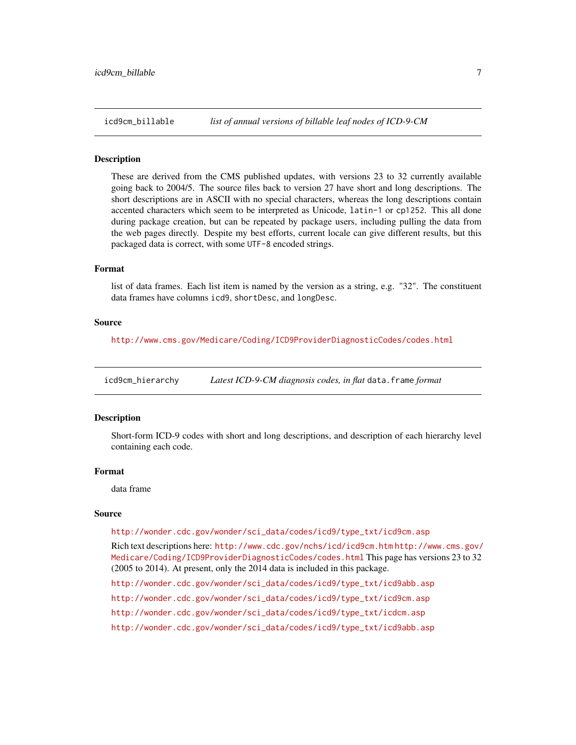## icd9cm_billable — *list of annual versions of billable leaf nodes of ICD-9-CM*

### Description

These are derived from the CMS published updates, with versions 23 to 32 currently available going back to 2004/5. The source files back to version 27 have short and long descriptions. The short descriptions are in ASCII with no special characters, whereas the long descriptions contain accented characters which seem to be interpreted as Unicode, `latin-1` or `cp1252`. This all done during package creation, but can be repeated by package users, including pulling the data from the web pages directly. Despite my best efforts, current locale can give different results, but this packaged data is correct, with some `UTF-8` encoded strings.

### Format

list of data frames. Each list item is named by the version as a string, e.g. "32". The constituent data frames have columns `icd9`, `shortDesc`, and `longDesc`.

### Source

http://www.cms.gov/Medicare/Coding/ICD9ProviderDiagnosticCodes/codes.html

## icd9cm_hierarchy — *Latest ICD-9-CM diagnosis codes, in flat `data.frame` format*

### Description

Short-form ICD-9 codes with short and long descriptions, and description of each hierarchy level containing each code.

### Format

data frame

### Source

http://wonder.cdc.gov/wonder/sci_data/codes/icd9/type_txt/icd9cm.asp

Rich text descriptions here: http://www.cdc.gov/nchs/icd/icd9cm.htm http://www.cms.gov/Medicare/Coding/ICD9ProviderDiagnosticCodes/codes.html This page has versions 23 to 32 (2005 to 2014). At present, only the 2014 data is included in this package.

http://wonder.cdc.gov/wonder/sci_data/codes/icd9/type_txt/icd9abb.asp

http://wonder.cdc.gov/wonder/sci_data/codes/icd9/type_txt/icd9cm.asp

http://wonder.cdc.gov/wonder/sci_data/codes/icd9/type_txt/icdcm.asp

http://wonder.cdc.gov/wonder/sci_data/codes/icd9/type_txt/icd9abb.asp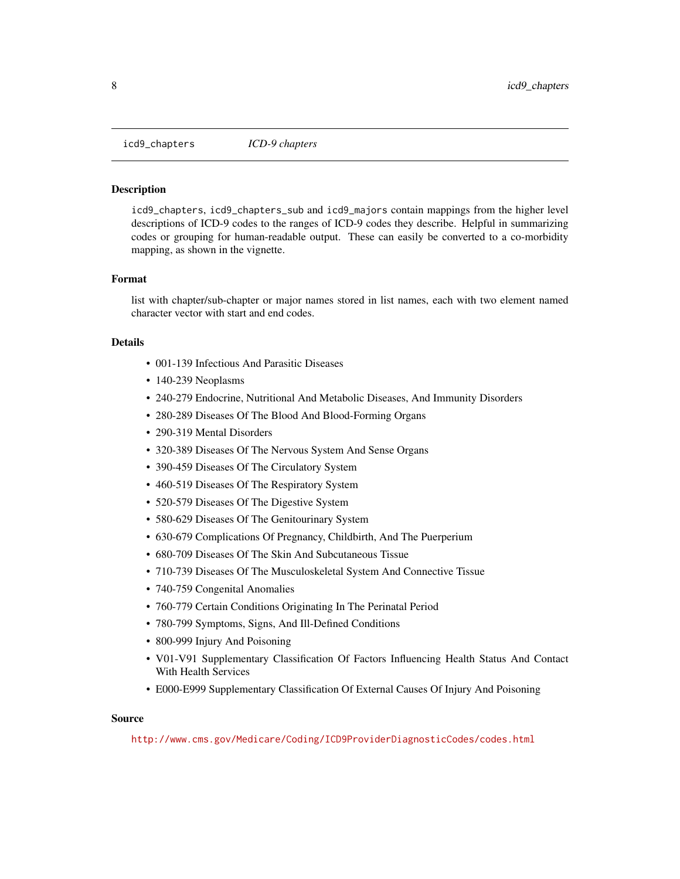icd9_chapters *ICD-9 chapters*

## Description

icd9_chapters, icd9_chapters_sub and icd9_majors contain mappings from the higher level descriptions of ICD-9 codes to the ranges of ICD-9 codes they describe. Helpful in summarizing codes or grouping for human-readable output. These can easily be converted to a co-morbidity mapping, as shown in the vignette.

## Format

list with chapter/sub-chapter or major names stored in list names, each with two element named character vector with start and end codes.

## Details

- 001-139 Infectious And Parasitic Diseases
- 140-239 Neoplasms
- 240-279 Endocrine, Nutritional And Metabolic Diseases, And Immunity Disorders
- 280-289 Diseases Of The Blood And Blood-Forming Organs
- 290-319 Mental Disorders
- 320-389 Diseases Of The Nervous System And Sense Organs
- 390-459 Diseases Of The Circulatory System
- 460-519 Diseases Of The Respiratory System
- 520-579 Diseases Of The Digestive System
- 580-629 Diseases Of The Genitourinary System
- 630-679 Complications Of Pregnancy, Childbirth, And The Puerperium
- 680-709 Diseases Of The Skin And Subcutaneous Tissue
- 710-739 Diseases Of The Musculoskeletal System And Connective Tissue
- 740-759 Congenital Anomalies
- 760-779 Certain Conditions Originating In The Perinatal Period
- 780-799 Symptoms, Signs, And Ill-Defined Conditions
- 800-999 Injury And Poisoning
- V01-V91 Supplementary Classification Of Factors Influencing Health Status And Contact With Health Services
- E000-E999 Supplementary Classification Of External Causes Of Injury And Poisoning

## Source

http://www.cms.gov/Medicare/Coding/ICD9ProviderDiagnosticCodes/codes.html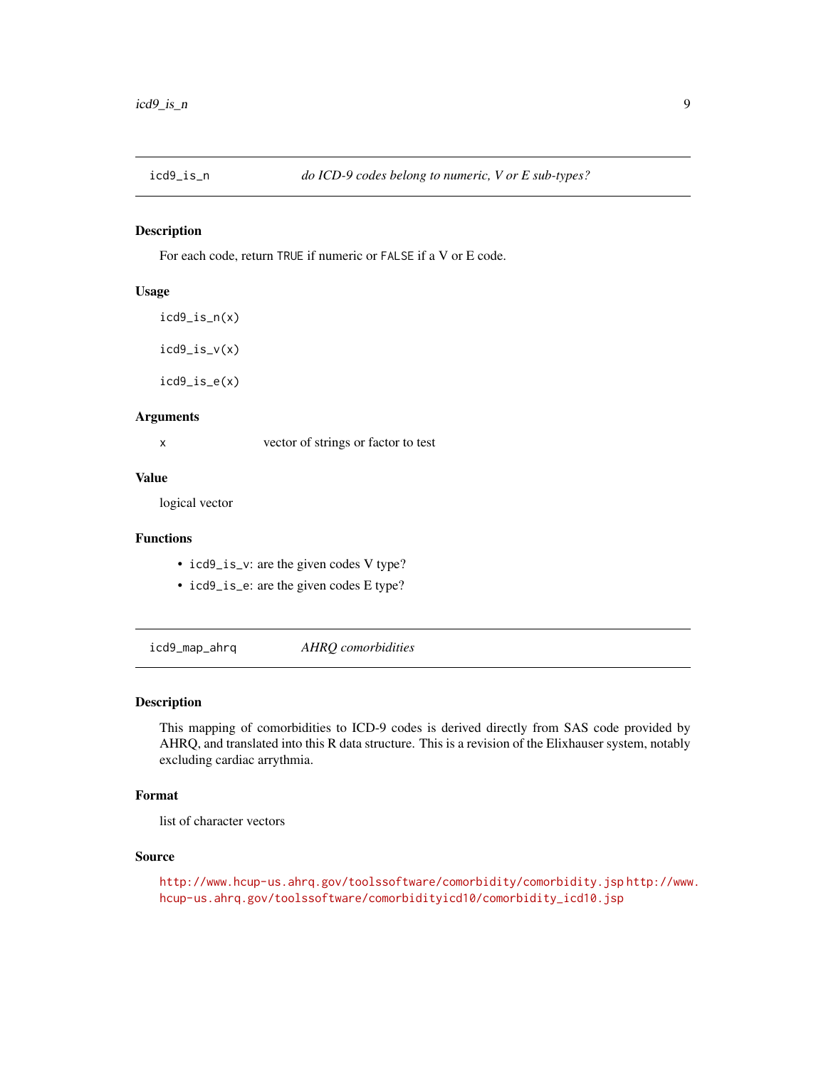## icd9_is_n — *do ICD-9 codes belong to numeric, V or E sub-types?*

### Description

For each code, return `TRUE` if numeric or `FALSE` if a V or E code.

### Usage

```
icd9_is_n(x)

icd9_is_v(x)

icd9_is_e(x)
```

### Arguments

| | |
|---|---|
| `x` | vector of strings or factor to test |

### Value

logical vector

### Functions

- `icd9_is_v`: are the given codes V type?
- `icd9_is_e`: are the given codes E type?

## icd9_map_ahrq — *AHRQ comorbidities*

### Description

This mapping of comorbidities to ICD-9 codes is derived directly from SAS code provided by AHRQ, and translated into this R data structure. This is a revision of the Elixhauser system, notably excluding cardiac arrythmia.

### Format

list of character vectors

### Source

http://www.hcup-us.ahrq.gov/toolssoftware/comorbidity/comorbidity.jsp http://www.hcup-us.ahrq.gov/toolssoftware/comorbidityicd10/comorbidity_icd10.jsp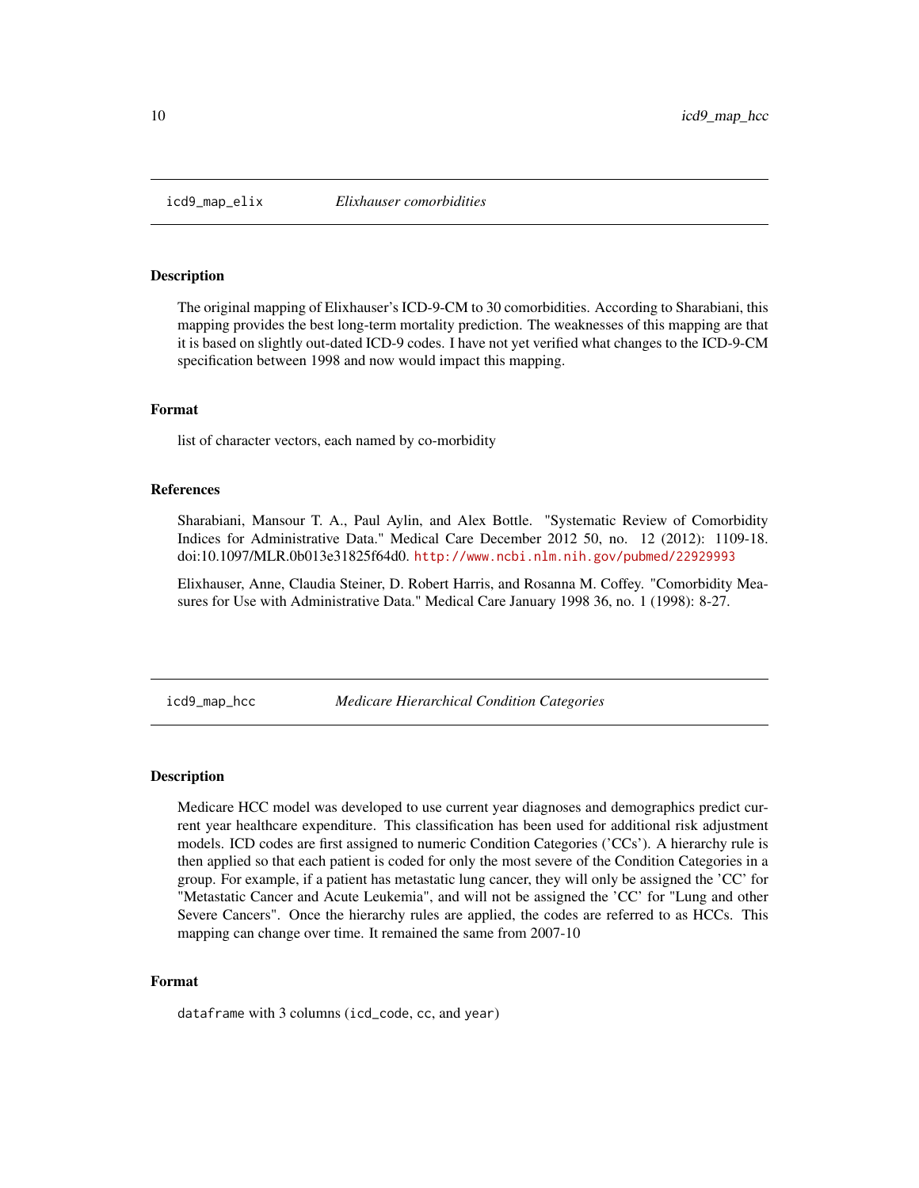## icd9_map_elix — *Elixhauser comorbidities*

### Description

The original mapping of Elixhauser's ICD-9-CM to 30 comorbidities. According to Sharabiani, this mapping provides the best long-term mortality prediction. The weaknesses of this mapping are that it is based on slightly out-dated ICD-9 codes. I have not yet verified what changes to the ICD-9-CM specification between 1998 and now would impact this mapping.

### Format

list of character vectors, each named by co-morbidity

### References

Sharabiani, Mansour T. A., Paul Aylin, and Alex Bottle. "Systematic Review of Comorbidity Indices for Administrative Data." Medical Care December 2012 50, no. 12 (2012): 1109-18. doi:10.1097/MLR.0b013e31825f64d0. http://www.ncbi.nlm.nih.gov/pubmed/22929993

Elixhauser, Anne, Claudia Steiner, D. Robert Harris, and Rosanna M. Coffey. "Comorbidity Measures for Use with Administrative Data." Medical Care January 1998 36, no. 1 (1998): 8-27.

## icd9_map_hcc — *Medicare Hierarchical Condition Categories*

### Description

Medicare HCC model was developed to use current year diagnoses and demographics predict current year healthcare expenditure. This classification has been used for additional risk adjustment models. ICD codes are first assigned to numeric Condition Categories ('CCs'). A hierarchy rule is then applied so that each patient is coded for only the most severe of the Condition Categories in a group. For example, if a patient has metastatic lung cancer, they will only be assigned the 'CC' for "Metastatic Cancer and Acute Leukemia", and will not be assigned the 'CC' for "Lung and other Severe Cancers". Once the hierarchy rules are applied, the codes are referred to as HCCs. This mapping can change over time. It remained the same from 2007-10

### Format

`dataframe` with 3 columns (`icd_code`, `cc`, and `year`)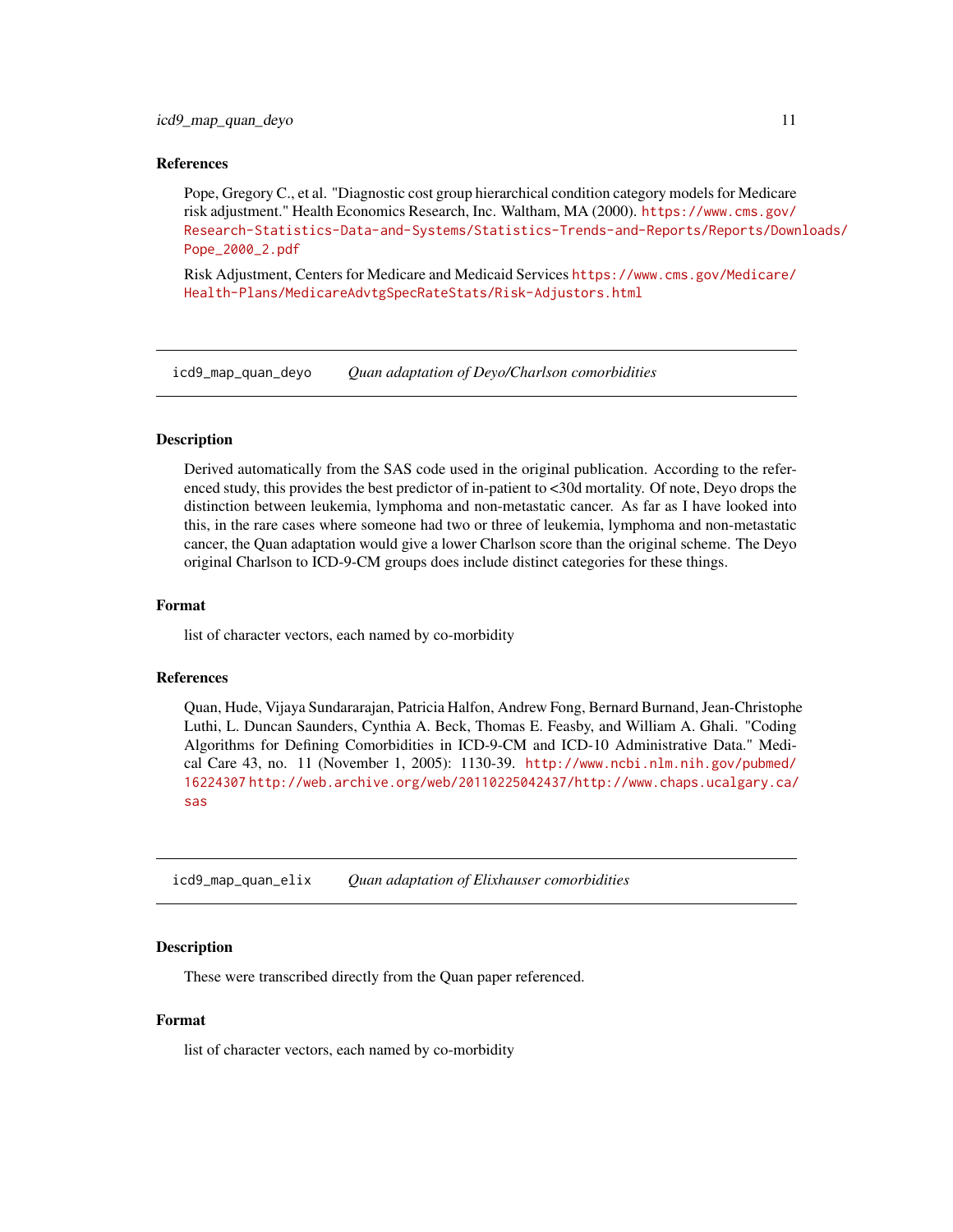### References

Pope, Gregory C., et al. "Diagnostic cost group hierarchical condition category models for Medicare risk adjustment." Health Economics Research, Inc. Waltham, MA (2000). https://www.cms.gov/Research-Statistics-Data-and-Systems/Statistics-Trends-and-Reports/Reports/Downloads/Pope_2000_2.pdf

Risk Adjustment, Centers for Medicare and Medicaid Services https://www.cms.gov/Medicare/Health-Plans/MedicareAdvtgSpecRateStats/Risk-Adjustors.html

---

## `icd9_map_quan_deyo` *Quan adaptation of Deyo/Charlson comorbidities*

### Description

Derived automatically from the SAS code used in the original publication. According to the referenced study, this provides the best predictor of in-patient to <30d mortality. Of note, Deyo drops the distinction between leukemia, lymphoma and non-metastatic cancer. As far as I have looked into this, in the rare cases where someone had two or three of leukemia, lymphoma and non-metastatic cancer, the Quan adaptation would give a lower Charlson score than the original scheme. The Deyo original Charlson to ICD-9-CM groups does include distinct categories for these things.

### Format

list of character vectors, each named by co-morbidity

### References

Quan, Hude, Vijaya Sundararajan, Patricia Halfon, Andrew Fong, Bernard Burnand, Jean-Christophe Luthi, L. Duncan Saunders, Cynthia A. Beck, Thomas E. Feasby, and William A. Ghali. "Coding Algorithms for Defining Comorbidities in ICD-9-CM and ICD-10 Administrative Data." Medical Care 43, no. 11 (November 1, 2005): 1130-39. http://www.ncbi.nlm.nih.gov/pubmed/16224307 http://web.archive.org/web/20110225042437/http://www.chaps.ucalgary.ca/sas

---

## `icd9_map_quan_elix` *Quan adaptation of Elixhauser comorbidities*

### Description

These were transcribed directly from the Quan paper referenced.

### Format

list of character vectors, each named by co-morbidity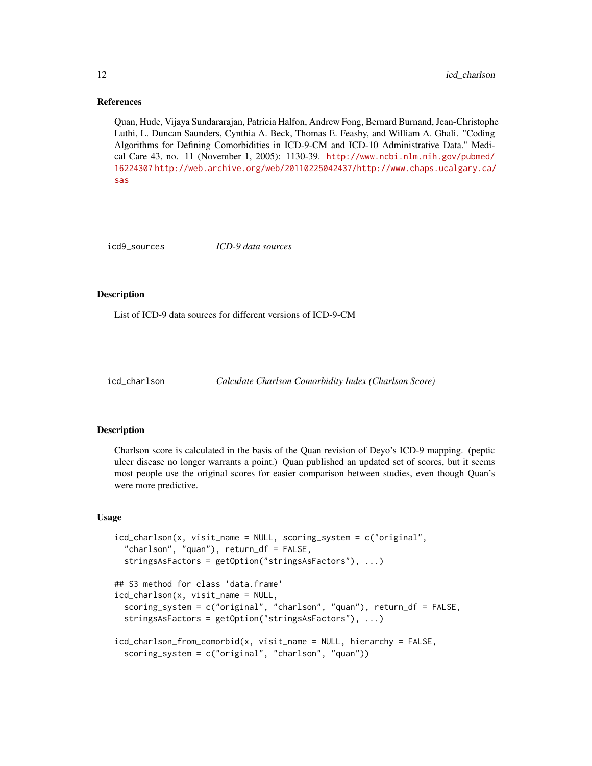### References

Quan, Hude, Vijaya Sundararajan, Patricia Halfon, Andrew Fong, Bernard Burnand, Jean-Christophe Luthi, L. Duncan Saunders, Cynthia A. Beck, Thomas E. Feasby, and William A. Ghali. "Coding Algorithms for Defining Comorbidities in ICD-9-CM and ICD-10 Administrative Data." Medical Care 43, no. 11 (November 1, 2005): 1130-39. http://www.ncbi.nlm.nih.gov/pubmed/16224307 http://web.archive.org/web/20110225042437/http://www.chaps.ucalgary.ca/sas

---

## icd9_sources — *ICD-9 data sources*

### Description

List of ICD-9 data sources for different versions of ICD-9-CM

---

## icd_charlson — *Calculate Charlson Comorbidity Index (Charlson Score)*

### Description

Charlson score is calculated in the basis of the Quan revision of Deyo's ICD-9 mapping. (peptic ulcer disease no longer warrants a point.) Quan published an updated set of scores, but it seems most people use the original scores for easier comparison between studies, even though Quan's were more predictive.

### Usage

```
icd_charlson(x, visit_name = NULL, scoring_system = c("original",
  "charlson", "quan"), return_df = FALSE,
  stringsAsFactors = getOption("stringsAsFactors"), ...)

## S3 method for class 'data.frame'
icd_charlson(x, visit_name = NULL,
  scoring_system = c("original", "charlson", "quan"), return_df = FALSE,
  stringsAsFactors = getOption("stringsAsFactors"), ...)

icd_charlson_from_comorbid(x, visit_name = NULL, hierarchy = FALSE,
  scoring_system = c("original", "charlson", "quan"))
```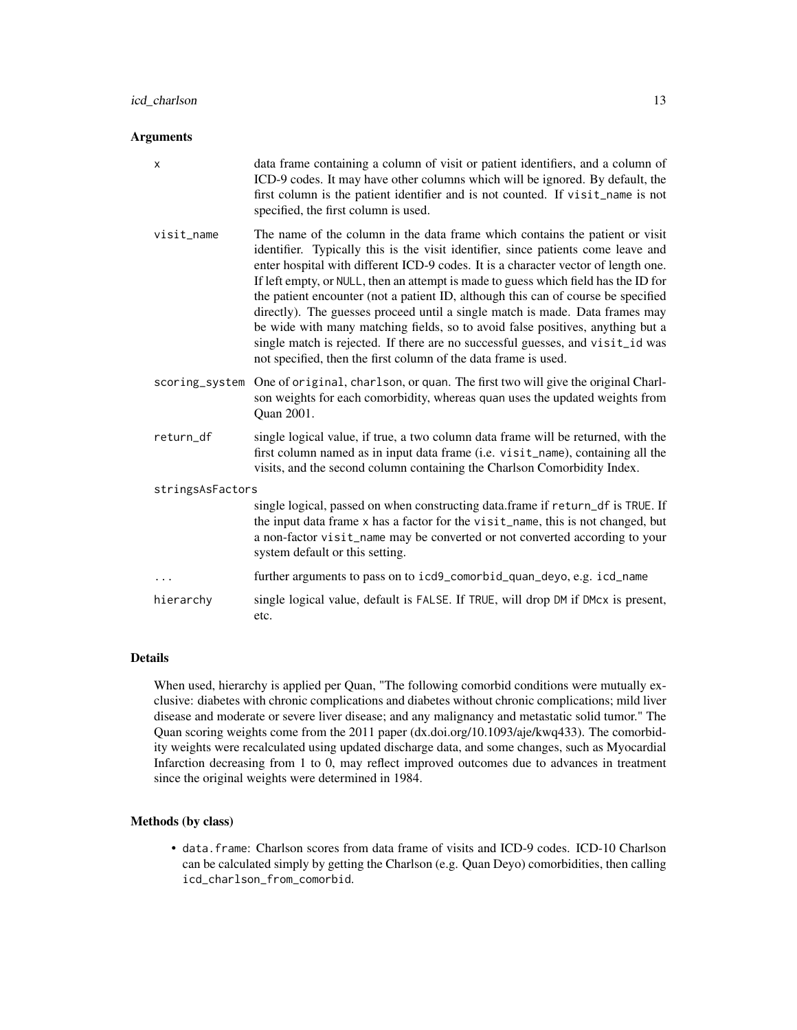### Arguments

- **x**: data frame containing a column of visit or patient identifiers, and a column of ICD-9 codes. It may have other columns which will be ignored. By default, the first column is the patient identifier and is not counted. If `visit_name` is not specified, the first column is used.

- **visit_name**: The name of the column in the data frame which contains the patient or visit identifier. Typically this is the visit identifier, since patients come leave and enter hospital with different ICD-9 codes. It is a character vector of length one. If left empty, or `NULL`, then an attempt is made to guess which field has the ID for the patient encounter (not a patient ID, although this can of course be specified directly). The guesses proceed until a single match is made. Data frames may be wide with many matching fields, so to avoid false positives, anything but a single match is rejected. If there are no successful guesses, and `visit_id` was not specified, then the first column of the data frame is used.

- **scoring_system**: One of `original`, `charlson`, or `quan`. The first two will give the original Charlson weights for each comorbidity, whereas `quan` uses the updated weights from Quan 2001.

- **return_df**: single logical value, if true, a two column data frame will be returned, with the first column named as in input data frame (i.e. `visit_name`), containing all the visits, and the second column containing the Charlson Comorbidity Index.

- **stringsAsFactors**: single logical, passed on when constructing data.frame if `return_df` is `TRUE`. If the input data frame `x` has a factor for the `visit_name`, this is not changed, but a non-factor `visit_name` may be converted or not converted according to your system default or this setting.

- **...**: further arguments to pass on to `icd9_comorbid_quan_deyo`, e.g. `icd_name`

- **hierarchy**: single logical value, default is `FALSE`. If `TRUE`, will drop `DM` if `DMcx` is present, etc.

### Details

When used, hierarchy is applied per Quan, "The following comorbid conditions were mutually exclusive: diabetes with chronic complications and diabetes without chronic complications; mild liver disease and moderate or severe liver disease; and any malignancy and metastatic solid tumor." The Quan scoring weights come from the 2011 paper (dx.doi.org/10.1093/aje/kwq433). The comorbidity weights were recalculated using updated discharge data, and some changes, such as Myocardial Infarction decreasing from 1 to 0, may reflect improved outcomes due to advances in treatment since the original weights were determined in 1984.

### Methods (by class)

- `data.frame`: Charlson scores from data frame of visits and ICD-9 codes. ICD-10 Charlson can be calculated simply by getting the Charlson (e.g. Quan Deyo) comorbidities, then calling `icd_charlson_from_comorbid`.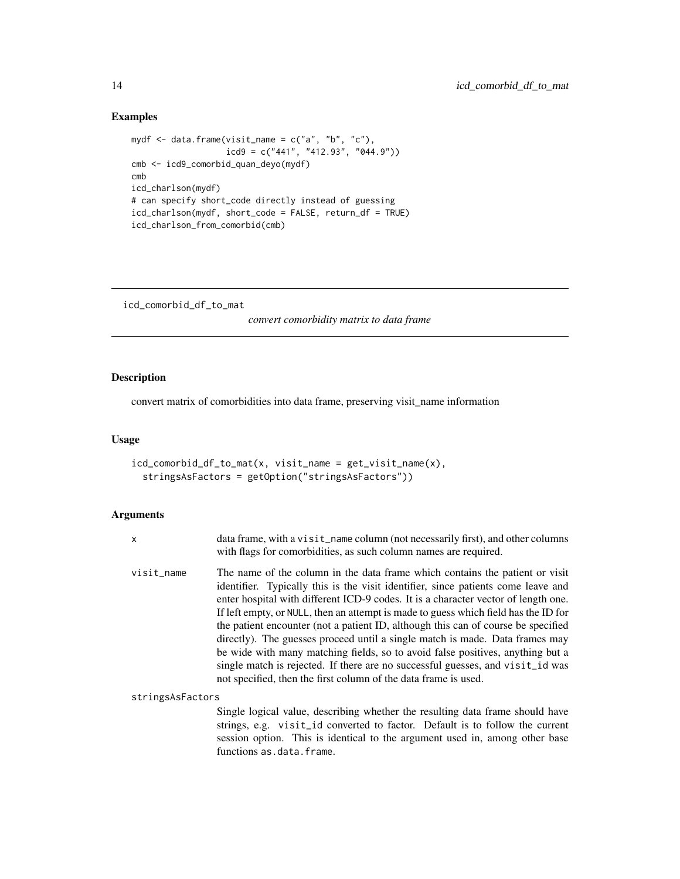### Examples

```
mydf <- data.frame(visit_name = c("a", "b", "c"),
                   icd9 = c("441", "412.93", "044.9"))
cmb <- icd9_comorbid_quan_deyo(mydf)
cmb
icd_charlson(mydf)
# can specify short_code directly instead of guessing
icd_charlson(mydf, short_code = FALSE, return_df = TRUE)
icd_charlson_from_comorbid(cmb)
```

---

## icd_comorbid_df_to_mat

*convert comorbidity matrix to data frame*

---

### Description

convert matrix of comorbidities into data frame, preserving visit_name information

### Usage

```
icd_comorbid_df_to_mat(x, visit_name = get_visit_name(x),
  stringsAsFactors = getOption("stringsAsFactors"))
```

### Arguments

- `x` — data frame, with a `visit_name` column (not necessarily first), and other columns with flags for comorbidities, as such column names are required.
- `visit_name` — The name of the column in the data frame which contains the patient or visit identifier. Typically this is the visit identifier, since patients come leave and enter hospital with different ICD-9 codes. It is a character vector of length one. If left empty, or `NULL`, then an attempt is made to guess which field has the ID for the patient encounter (not a patient ID, although this can of course be specified directly). The guesses proceed until a single match is made. Data frames may be wide with many matching fields, so to avoid false positives, anything but a single match is rejected. If there are no successful guesses, and `visit_id` was not specified, then the first column of the data frame is used.
- `stringsAsFactors` — Single logical value, describing whether the resulting data frame should have strings, e.g. `visit_id` converted to factor. Default is to follow the current session option. This is identical to the argument used in, among other base functions `as.data.frame`.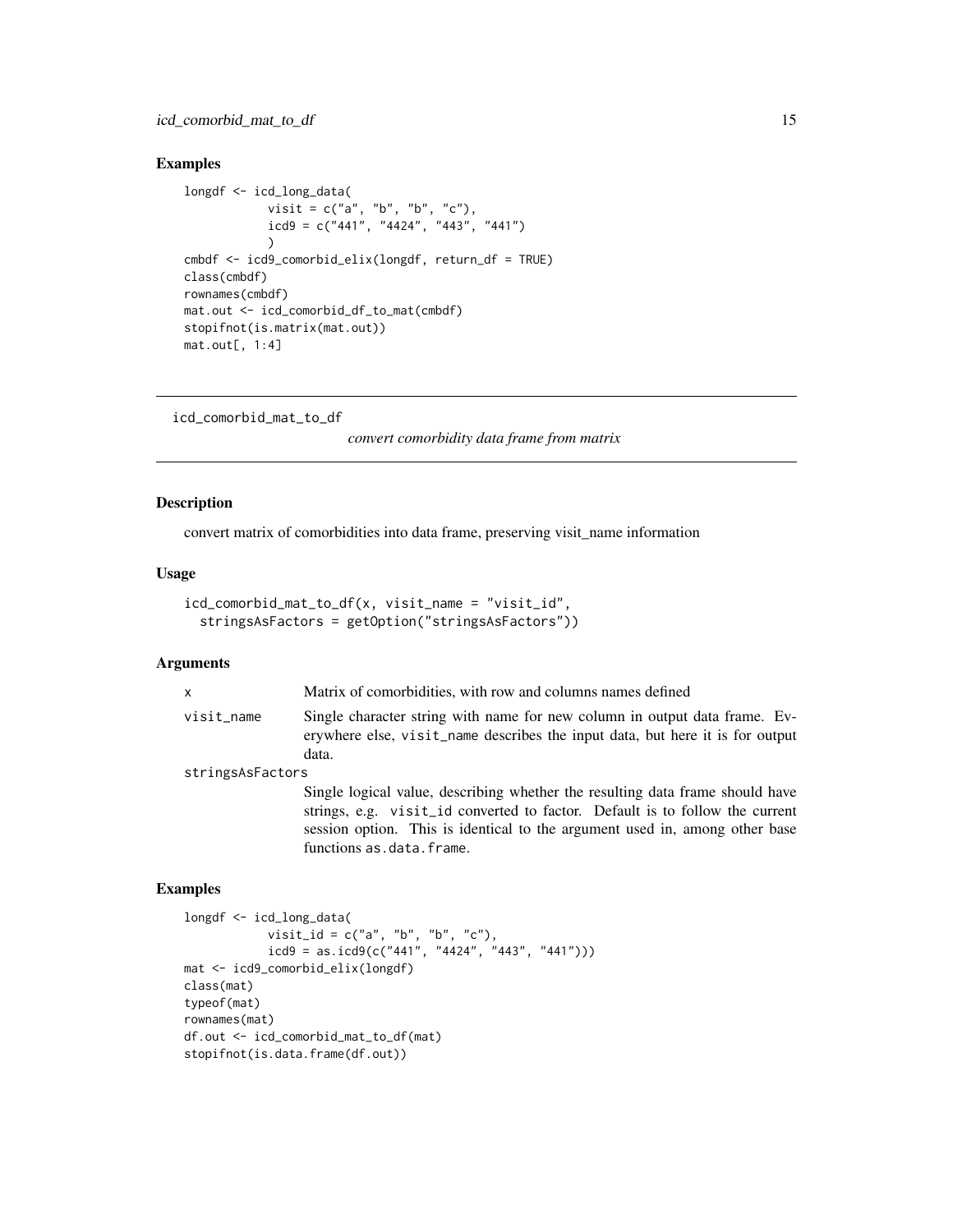## Examples

```
longdf <- icd_long_data(
            visit = c("a", "b", "b", "c"),
            icd9 = c("441", "4424", "443", "441")
            )
cmbdf <- icd9_comorbid_elix(longdf, return_df = TRUE)
class(cmbdf)
rownames(cmbdf)
mat.out <- icd_comorbid_df_to_mat(cmbdf)
stopifnot(is.matrix(mat.out))
mat.out[, 1:4]
```

---

# icd_comorbid_mat_to_df

*convert comorbidity data frame from matrix*

## Description

convert matrix of comorbidities into data frame, preserving visit_name information

## Usage

```
icd_comorbid_mat_to_df(x, visit_name = "visit_id",
  stringsAsFactors = getOption("stringsAsFactors"))
```

## Arguments

| | |
|---|---|
| x | Matrix of comorbidities, with row and columns names defined |
| visit_name | Single character string with name for new column in output data frame. Everywhere else, visit_name describes the input data, but here it is for output data. |
| stringsAsFactors | Single logical value, describing whether the resulting data frame should have strings, e.g. visit_id converted to factor. Default is to follow the current session option. This is identical to the argument used in, among other base functions as.data.frame. |

## Examples

```
longdf <- icd_long_data(
           visit_id = c("a", "b", "b", "c"),
           icd9 = as.icd9(c("441", "4424", "443", "441")))
mat <- icd9_comorbid_elix(longdf)
class(mat)
typeof(mat)
rownames(mat)
df.out <- icd_comorbid_mat_to_df(mat)
stopifnot(is.data.frame(df.out))
```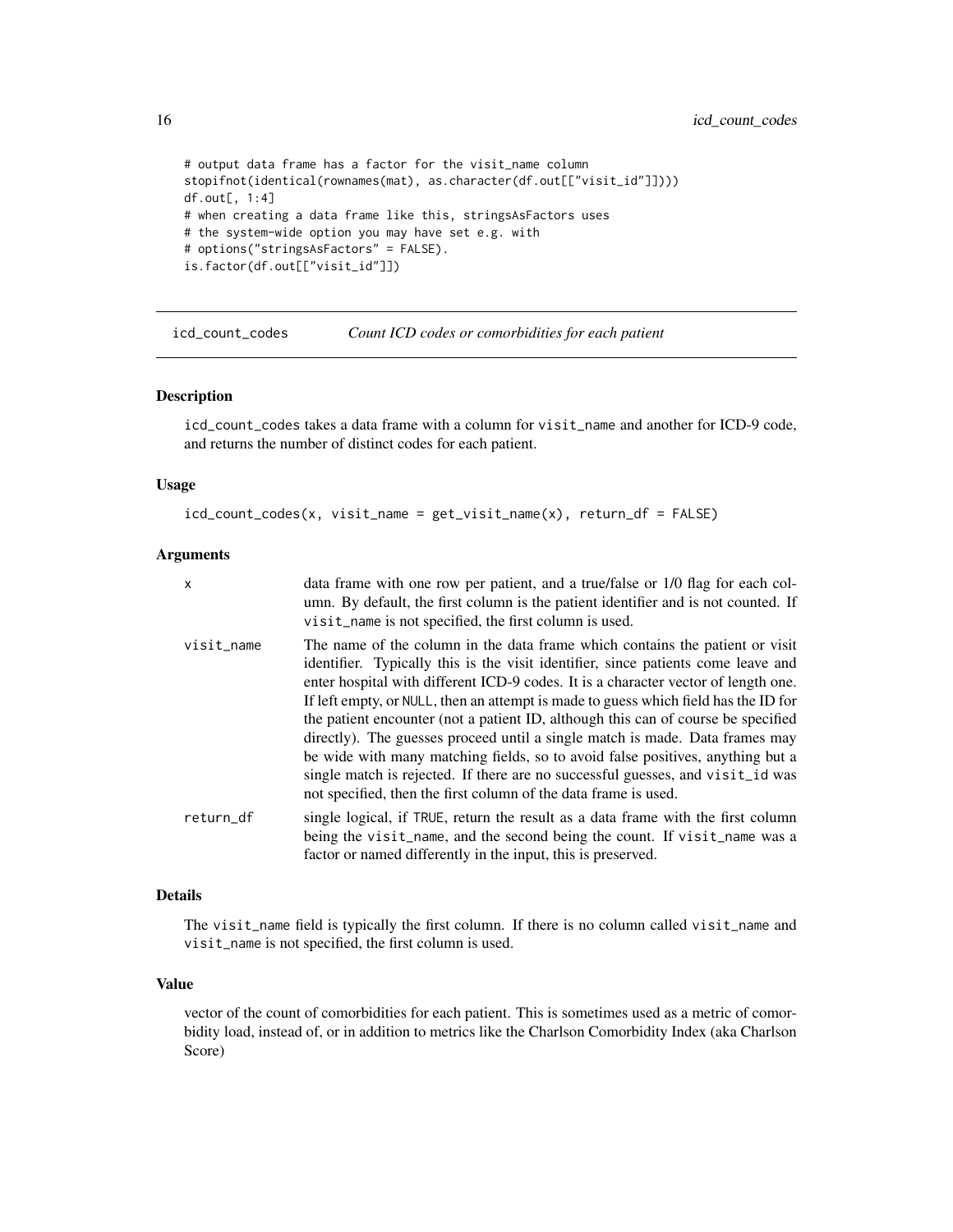```
# output data frame has a factor for the visit_name column
stopifnot(identical(rownames(mat), as.character(df.out[["visit_id"]])))
df.out[, 1:4]
# when creating a data frame like this, stringsAsFactors uses
# the system-wide option you may have set e.g. with
# options("stringsAsFactors" = FALSE).
is.factor(df.out[["visit_id"]])
```

## icd_count_codes — *Count ICD codes or comorbidities for each patient*

### Description

icd_count_codes takes a data frame with a column for visit_name and another for ICD-9 code, and returns the number of distinct codes for each patient.

### Usage

```
icd_count_codes(x, visit_name = get_visit_name(x), return_df = FALSE)
```

### Arguments

| | |
|---|---|
| x | data frame with one row per patient, and a true/false or 1/0 flag for each column. By default, the first column is the patient identifier and is not counted. If visit_name is not specified, the first column is used. |
| visit_name | The name of the column in the data frame which contains the patient or visit identifier. Typically this is the visit identifier, since patients come leave and enter hospital with different ICD-9 codes. It is a character vector of length one. If left empty, or NULL, then an attempt is made to guess which field has the ID for the patient encounter (not a patient ID, although this can of course be specified directly). The guesses proceed until a single match is made. Data frames may be wide with many matching fields, so to avoid false positives, anything but a single match is rejected. If there are no successful guesses, and visit_id was not specified, then the first column of the data frame is used. |
| return_df | single logical, if TRUE, return the result as a data frame with the first column being the visit_name, and the second being the count. If visit_name was a factor or named differently in the input, this is preserved. |

### Details

The visit_name field is typically the first column. If there is no column called visit_name and visit_name is not specified, the first column is used.

### Value

vector of the count of comorbidities for each patient. This is sometimes used as a metric of comorbidity load, instead of, or in addition to metrics like the Charlson Comorbidity Index (aka Charlson Score)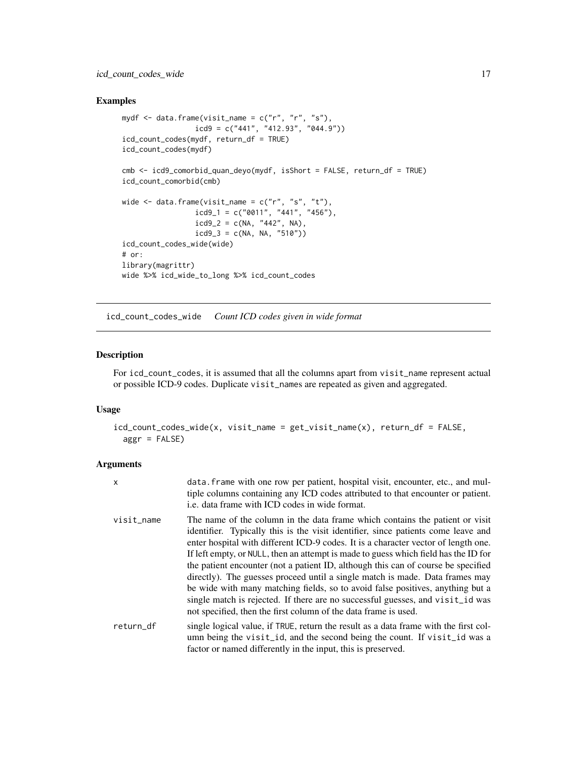## Examples

```
mydf <- data.frame(visit_name = c("r", "r", "s"),
                   icd9 = c("441", "412.93", "044.9"))
icd_count_codes(mydf, return_df = TRUE)
icd_count_codes(mydf)

cmb <- icd9_comorbid_quan_deyo(mydf, isShort = FALSE, return_df = TRUE)
icd_count_comorbid(cmb)

wide <- data.frame(visit_name = c("r", "s", "t"),
                   icd9_1 = c("0011", "441", "456"),
                   icd9_2 = c(NA, "442", NA),
                   icd9_3 = c(NA, NA, "510"))
icd_count_codes_wide(wide)
# or:
library(magrittr)
wide %>% icd_wide_to_long %>% icd_count_codes
```

# icd_count_codes_wide    *Count ICD codes given in wide format*

## Description

For icd_count_codes, it is assumed that all the columns apart from visit_name represent actual or possible ICD-9 codes. Duplicate visit_names are repeated as given and aggregated.

## Usage

```
icd_count_codes_wide(x, visit_name = get_visit_name(x), return_df = FALSE,
  aggr = FALSE)
```

## Arguments

| | |
|---|---|
| x | data.frame with one row per patient, hospital visit, encounter, etc., and multiple columns containing any ICD codes attributed to that encounter or patient. i.e. data frame with ICD codes in wide format. |
| visit_name | The name of the column in the data frame which contains the patient or visit identifier. Typically this is the visit identifier, since patients come leave and enter hospital with different ICD-9 codes. It is a character vector of length one. If left empty, or NULL, then an attempt is made to guess which field has the ID for the patient encounter (not a patient ID, although this can of course be specified directly). The guesses proceed until a single match is made. Data frames may be wide with many matching fields, so to avoid false positives, anything but a single match is rejected. If there are no successful guesses, and visit_id was not specified, then the first column of the data frame is used. |
| return_df | single logical value, if TRUE, return the result as a data frame with the first column being the visit_id, and the second being the count. If visit_id was a factor or named differently in the input, this is preserved. |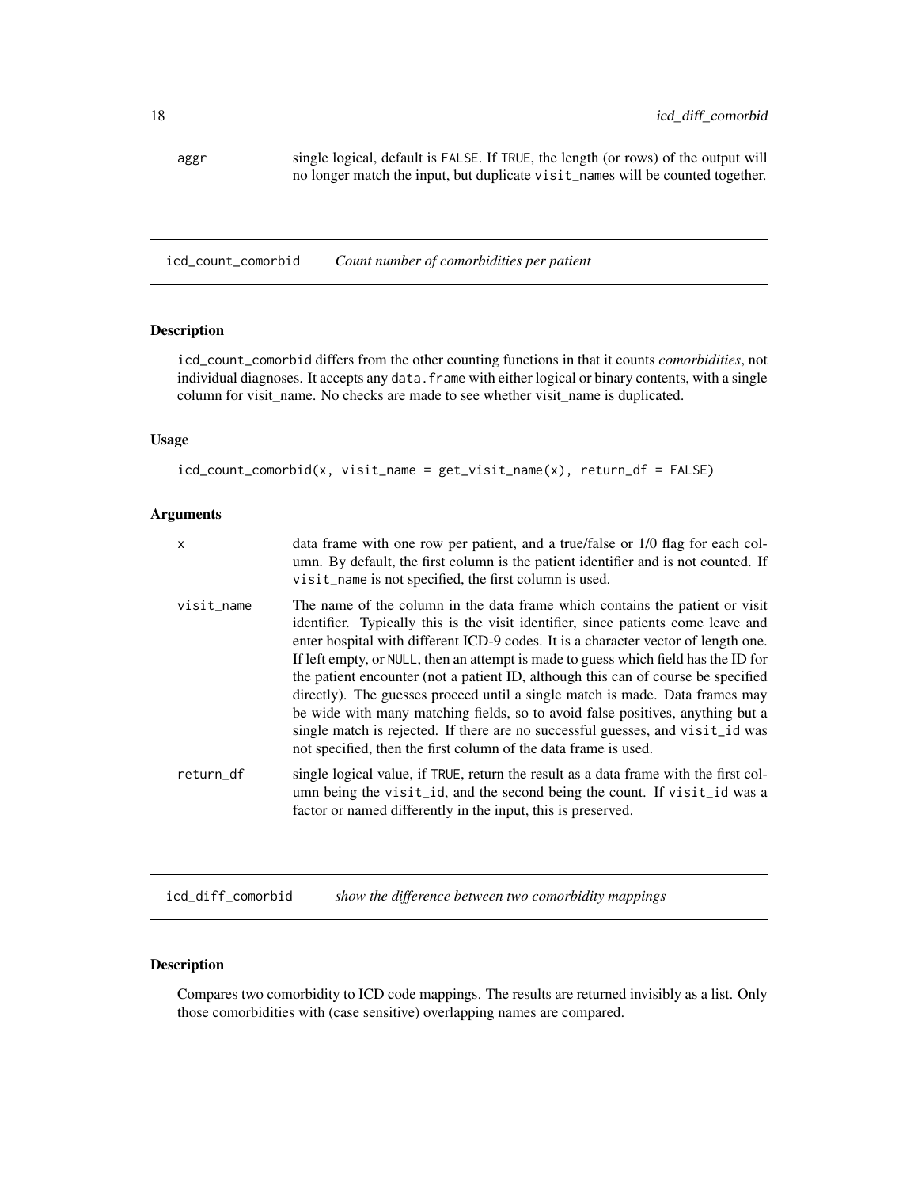aggr
: single logical, default is `FALSE`. If `TRUE`, the length (or rows) of the output will no longer match the input, but duplicate `visit_names` will be counted together.

---

## icd_count_comorbid — *Count number of comorbidities per patient*

### Description

`icd_count_comorbid` differs from the other counting functions in that it counts *comorbidities*, not individual diagnoses. It accepts any `data.frame` with either logical or binary contents, with a single column for visit_name. No checks are made to see whether visit_name is duplicated.

### Usage

```
icd_count_comorbid(x, visit_name = get_visit_name(x), return_df = FALSE)
```

### Arguments

| | |
|---|---|
| x | data frame with one row per patient, and a true/false or 1/0 flag for each column. By default, the first column is the patient identifier and is not counted. If `visit_name` is not specified, the first column is used. |
| visit_name | The name of the column in the data frame which contains the patient or visit identifier. Typically this is the visit identifier, since patients come leave and enter hospital with different ICD-9 codes. It is a character vector of length one. If left empty, or `NULL`, then an attempt is made to guess which field has the ID for the patient encounter (not a patient ID, although this can of course be specified directly). The guesses proceed until a single match is made. Data frames may be wide with many matching fields, so to avoid false positives, anything but a single match is rejected. If there are no successful guesses, and `visit_id` was not specified, then the first column of the data frame is used. |
| return_df | single logical value, if `TRUE`, return the result as a data frame with the first column being the `visit_id`, and the second being the count. If `visit_id` was a factor or named differently in the input, this is preserved. |

---

## icd_diff_comorbid — *show the difference between two comorbidity mappings*

### Description

Compares two comorbidity to ICD code mappings. The results are returned invisibly as a list. Only those comorbidities with (case sensitive) overlapping names are compared.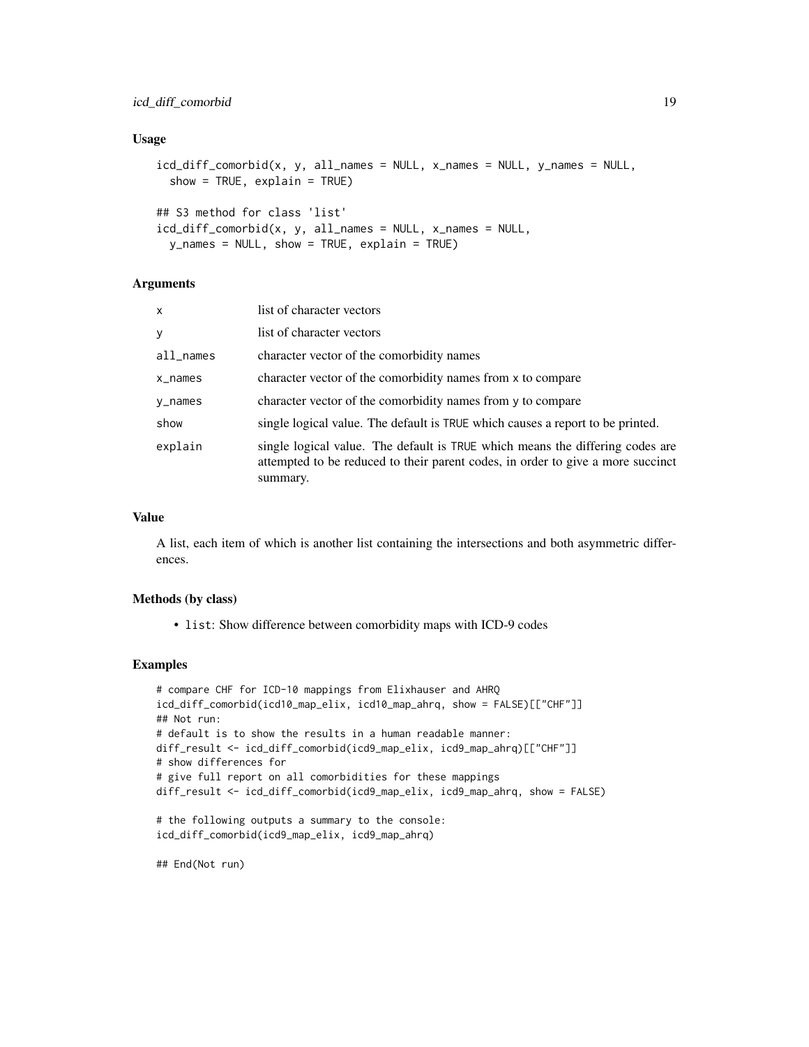### Usage

```
icd_diff_comorbid(x, y, all_names = NULL, x_names = NULL, y_names = NULL,
  show = TRUE, explain = TRUE)

## S3 method for class 'list'
icd_diff_comorbid(x, y, all_names = NULL, x_names = NULL,
  y_names = NULL, show = TRUE, explain = TRUE)
```

### Arguments

| | |
|---|---|
| `x` | list of character vectors |
| `y` | list of character vectors |
| `all_names` | character vector of the comorbidity names |
| `x_names` | character vector of the comorbidity names from x to compare |
| `y_names` | character vector of the comorbidity names from y to compare |
| `show` | single logical value. The default is TRUE which causes a report to be printed. |
| `explain` | single logical value. The default is TRUE which means the differing codes are attempted to be reduced to their parent codes, in order to give a more succinct summary. |

### Value

A list, each item of which is another list containing the intersections and both asymmetric differences.

### Methods (by class)

- `list`: Show difference between comorbidity maps with ICD-9 codes

### Examples

```
# compare CHF for ICD-10 mappings from Elixhauser and AHRQ
icd_diff_comorbid(icd10_map_elix, icd10_map_ahrq, show = FALSE)[["CHF"]]
## Not run:
# default is to show the results in a human readable manner:
diff_result <- icd_diff_comorbid(icd9_map_elix, icd9_map_ahrq)[["CHF"]]
# show differences for
# give full report on all comorbidities for these mappings
diff_result <- icd_diff_comorbid(icd9_map_elix, icd9_map_ahrq, show = FALSE)

# the following outputs a summary to the console:
icd_diff_comorbid(icd9_map_elix, icd9_map_ahrq)

## End(Not run)
```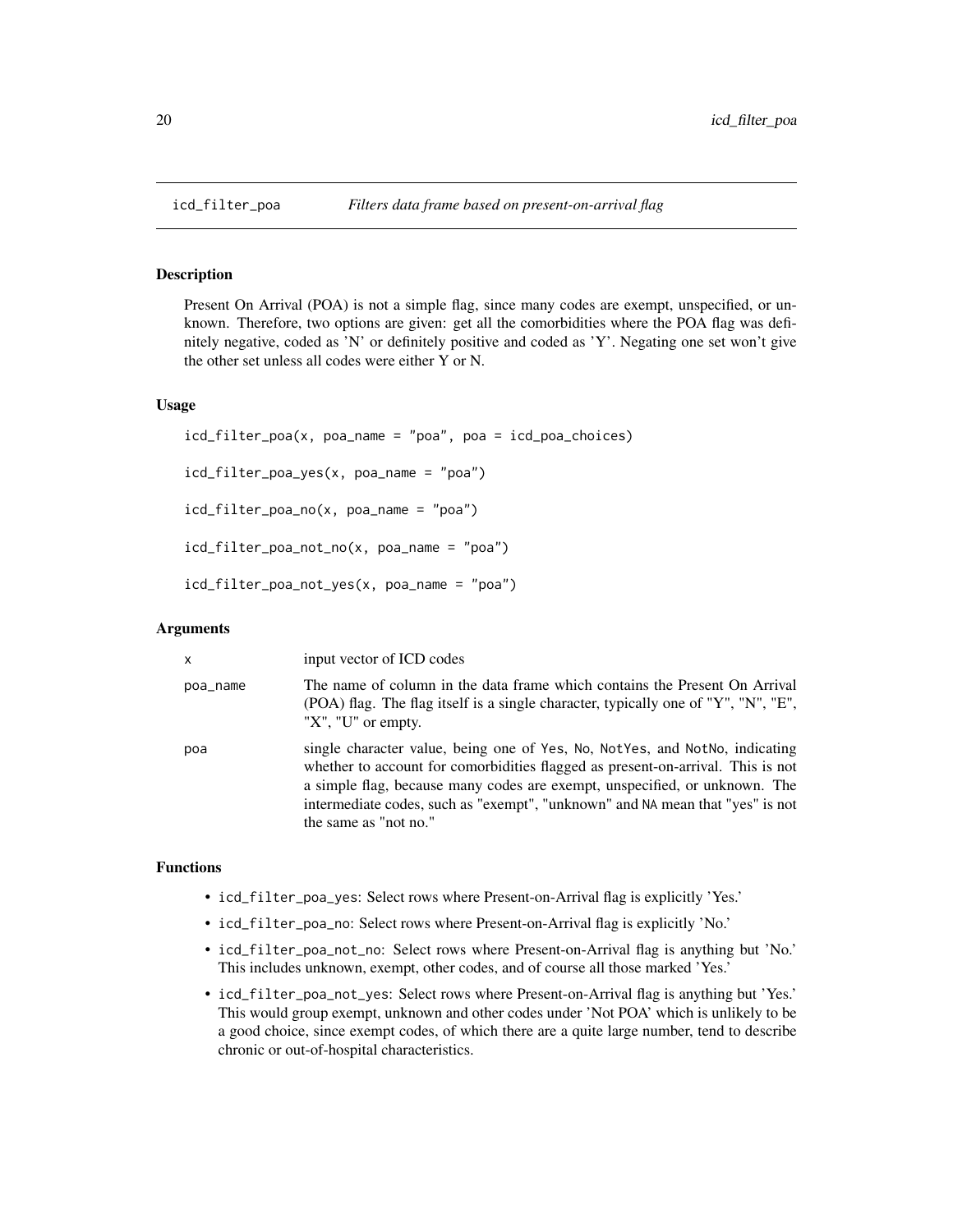## icd_filter_poa    *Filters data frame based on present-on-arrival flag*

### Description

Present On Arrival (POA) is not a simple flag, since many codes are exempt, unspecified, or unknown. Therefore, two options are given: get all the comorbidities where the POA flag was definitely negative, coded as 'N' or definitely positive and coded as 'Y'. Negating one set won't give the other set unless all codes were either Y or N.

### Usage

```
icd_filter_poa(x, poa_name = "poa", poa = icd_poa_choices)

icd_filter_poa_yes(x, poa_name = "poa")

icd_filter_poa_no(x, poa_name = "poa")

icd_filter_poa_not_no(x, poa_name = "poa")

icd_filter_poa_not_yes(x, poa_name = "poa")
```

### Arguments

| | |
|---|---|
| x | input vector of ICD codes |
| poa_name | The name of column in the data frame which contains the Present On Arrival (POA) flag. The flag itself is a single character, typically one of "Y", "N", "E", "X", "U" or empty. |
| poa | single character value, being one of Yes, No, NotYes, and NotNo, indicating whether to account for comorbidities flagged as present-on-arrival. This is not a simple flag, because many codes are exempt, unspecified, or unknown. The intermediate codes, such as "exempt", "unknown" and NA mean that "yes" is not the same as "not no." |

### Functions

- `icd_filter_poa_yes`: Select rows where Present-on-Arrival flag is explicitly 'Yes.'
- `icd_filter_poa_no`: Select rows where Present-on-Arrival flag is explicitly 'No.'
- `icd_filter_poa_not_no`: Select rows where Present-on-Arrival flag is anything but 'No.' This includes unknown, exempt, other codes, and of course all those marked 'Yes.'
- `icd_filter_poa_not_yes`: Select rows where Present-on-Arrival flag is anything but 'Yes.' This would group exempt, unknown and other codes under 'Not POA' which is unlikely to be a good choice, since exempt codes, of which there are a quite large number, tend to describe chronic or out-of-hospital characteristics.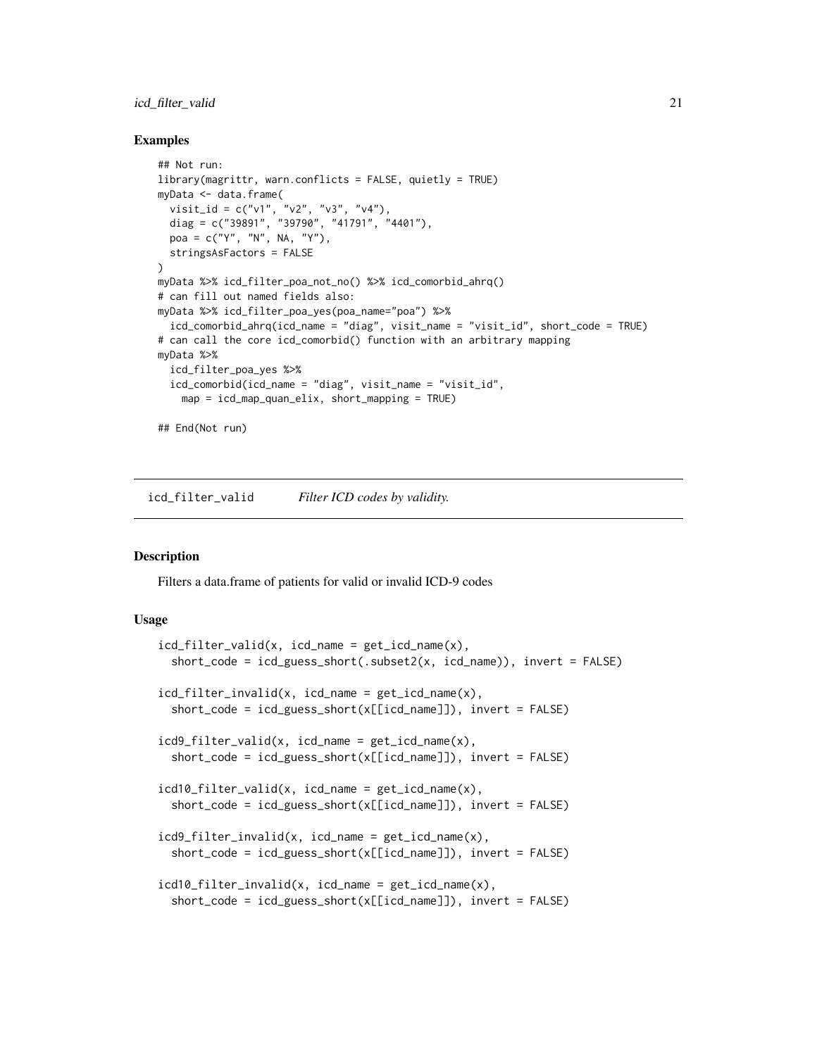## Examples

```
## Not run:
library(magrittr, warn.conflicts = FALSE, quietly = TRUE)
myData <- data.frame(
  visit_id = c("v1", "v2", "v3", "v4"),
  diag = c("39891", "39790", "41791", "4401"),
  poa = c("Y", "N", NA, "Y"),
  stringsAsFactors = FALSE
)
myData %>% icd_filter_poa_not_no() %>% icd_comorbid_ahrq()
# can fill out named fields also:
myData %>% icd_filter_poa_yes(poa_name="poa") %>%
  icd_comorbid_ahrq(icd_name = "diag", visit_name = "visit_id", short_code = TRUE)
# can call the core icd_comorbid() function with an arbitrary mapping
myData %>%
  icd_filter_poa_yes %>%
  icd_comorbid(icd_name = "diag", visit_name = "visit_id",
    map = icd_map_quan_elix, short_mapping = TRUE)

## End(Not run)
```

---

`icd_filter_valid` *Filter ICD codes by validity.*

---

## Description

Filters a data.frame of patients for valid or invalid ICD-9 codes

## Usage

```
icd_filter_valid(x, icd_name = get_icd_name(x),
  short_code = icd_guess_short(.subset2(x, icd_name)), invert = FALSE)

icd_filter_invalid(x, icd_name = get_icd_name(x),
  short_code = icd_guess_short(x[[icd_name]]), invert = FALSE)

icd9_filter_valid(x, icd_name = get_icd_name(x),
  short_code = icd_guess_short(x[[icd_name]]), invert = FALSE)

icd10_filter_valid(x, icd_name = get_icd_name(x),
  short_code = icd_guess_short(x[[icd_name]]), invert = FALSE)

icd9_filter_invalid(x, icd_name = get_icd_name(x),
  short_code = icd_guess_short(x[[icd_name]]), invert = FALSE)

icd10_filter_invalid(x, icd_name = get_icd_name(x),
  short_code = icd_guess_short(x[[icd_name]]), invert = FALSE)
```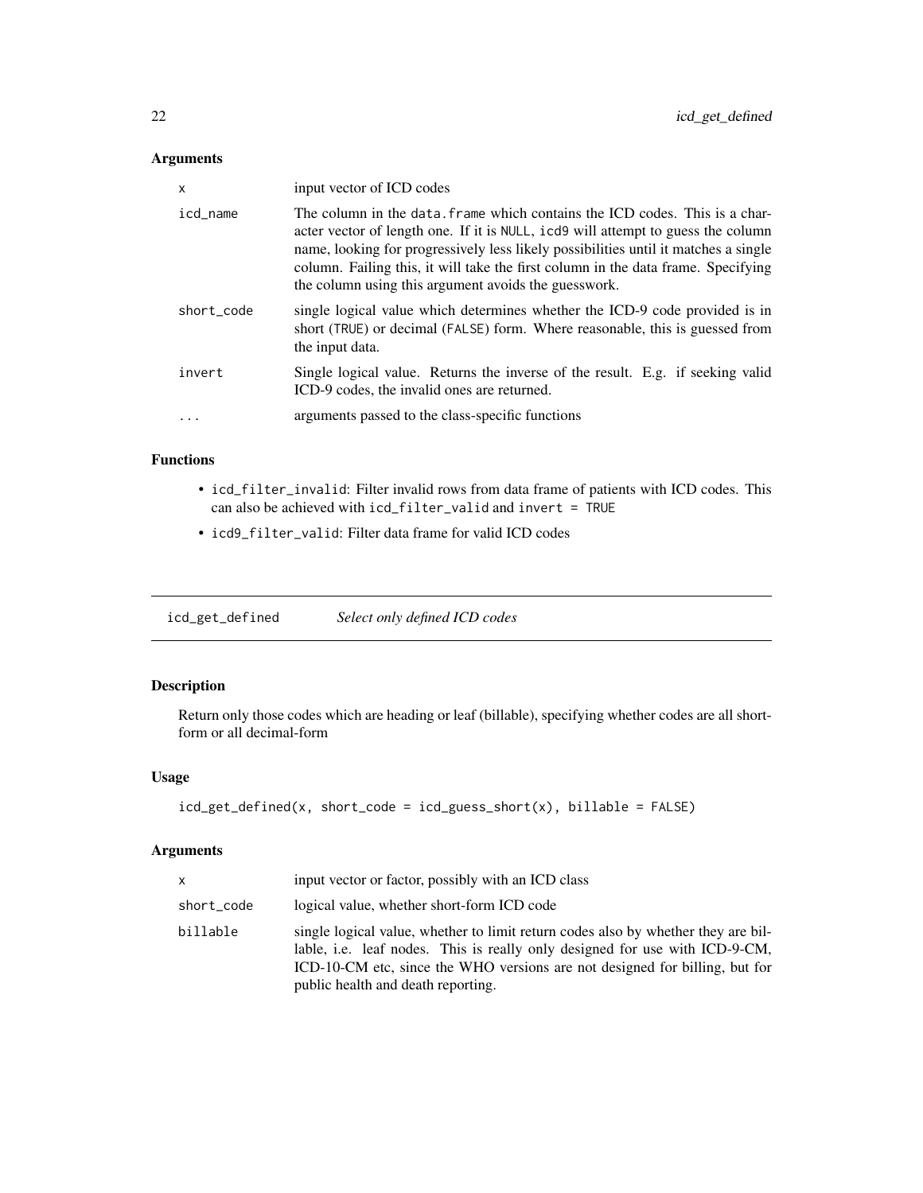## Arguments

| | |
|---|---|
| x | input vector of ICD codes |
| icd_name | The column in the data.frame which contains the ICD codes. This is a character vector of length one. If it is NULL, icd9 will attempt to guess the column name, looking for progressively less likely possibilities until it matches a single column. Failing this, it will take the first column in the data frame. Specifying the column using this argument avoids the guesswork. |
| short_code | single logical value which determines whether the ICD-9 code provided is in short (TRUE) or decimal (FALSE) form. Where reasonable, this is guessed from the input data. |
| invert | Single logical value. Returns the inverse of the result. E.g. if seeking valid ICD-9 codes, the invalid ones are returned. |
| ... | arguments passed to the class-specific functions |

## Functions

- `icd_filter_invalid`: Filter invalid rows from data frame of patients with ICD codes. This can also be achieved with `icd_filter_valid` and `invert = TRUE`
- `icd9_filter_valid`: Filter data frame for valid ICD codes

---

# icd_get_defined — *Select only defined ICD codes*

## Description

Return only those codes which are heading or leaf (billable), specifying whether codes are all short-form or all decimal-form

## Usage

```
icd_get_defined(x, short_code = icd_guess_short(x), billable = FALSE)
```

## Arguments

| | |
|---|---|
| x | input vector or factor, possibly with an ICD class |
| short_code | logical value, whether short-form ICD code |
| billable | single logical value, whether to limit return codes also by whether they are billable, i.e. leaf nodes. This is really only designed for use with ICD-9-CM, ICD-10-CM etc, since the WHO versions are not designed for billing, but for public health and death reporting. |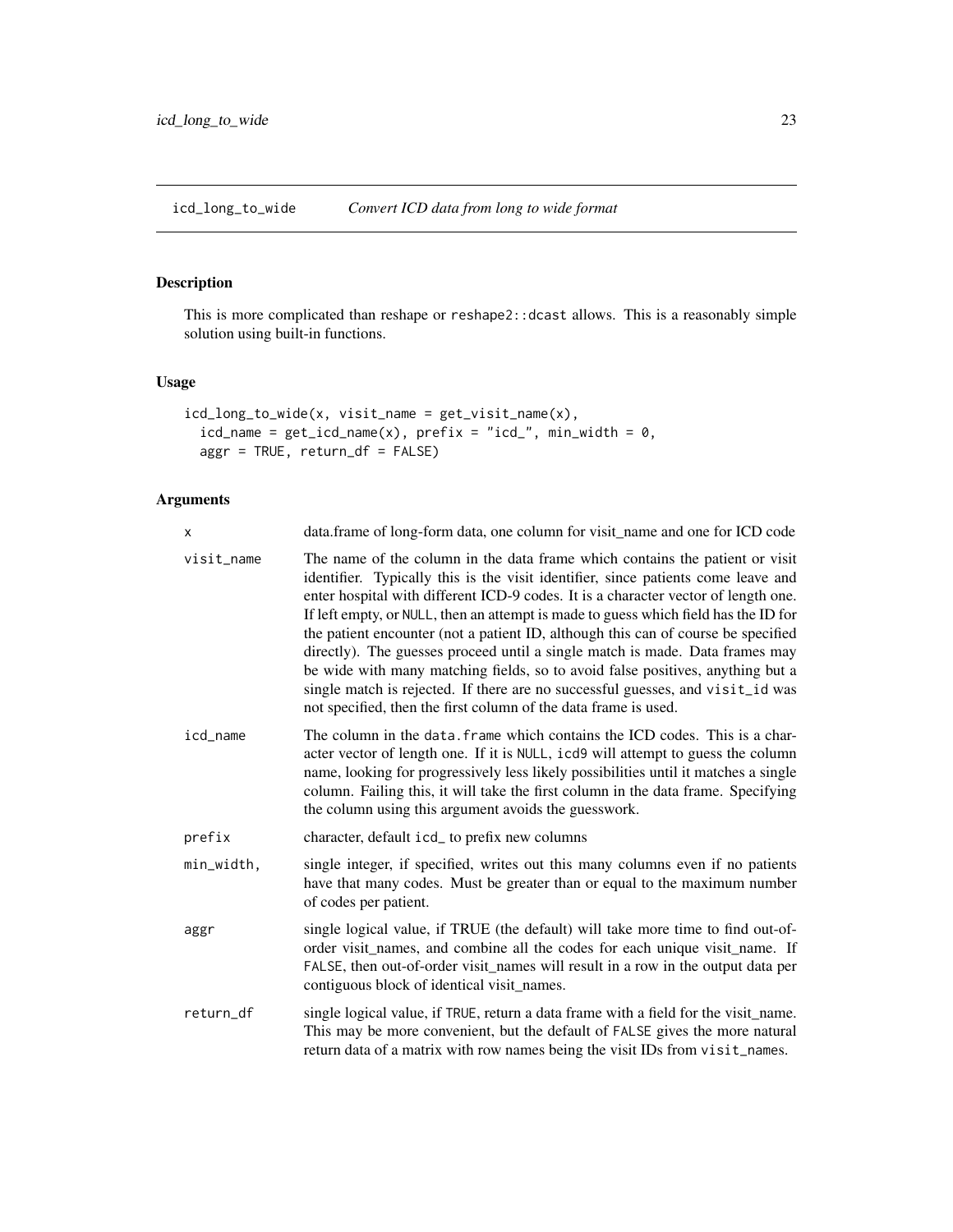## icd_long_to_wide — *Convert ICD data from long to wide format*

### Description

This is more complicated than reshape or reshape2::dcast allows. This is a reasonably simple solution using built-in functions.

### Usage

```
icd_long_to_wide(x, visit_name = get_visit_name(x),
  icd_name = get_icd_name(x), prefix = "icd_", min_width = 0,
  aggr = TRUE, return_df = FALSE)
```

### Arguments

| | |
|---|---|
| x | data.frame of long-form data, one column for visit_name and one for ICD code |
| visit_name | The name of the column in the data frame which contains the patient or visit identifier. Typically this is the visit identifier, since patients come leave and enter hospital with different ICD-9 codes. It is a character vector of length one. If left empty, or NULL, then an attempt is made to guess which field has the ID for the patient encounter (not a patient ID, although this can of course be specified directly). The guesses proceed until a single match is made. Data frames may be wide with many matching fields, so to avoid false positives, anything but a single match is rejected. If there are no successful guesses, and visit_id was not specified, then the first column of the data frame is used. |
| icd_name | The column in the data.frame which contains the ICD codes. This is a character vector of length one. If it is NULL, icd9 will attempt to guess the column name, looking for progressively less likely possibilities until it matches a single column. Failing this, it will take the first column in the data frame. Specifying the column using this argument avoids the guesswork. |
| prefix | character, default icd_ to prefix new columns |
| min_width, | single integer, if specified, writes out this many columns even if no patients have that many codes. Must be greater than or equal to the maximum number of codes per patient. |
| aggr | single logical value, if TRUE (the default) will take more time to find out-of-order visit_names, and combine all the codes for each unique visit_name. If FALSE, then out-of-order visit_names will result in a row in the output data per contiguous block of identical visit_names. |
| return_df | single logical value, if TRUE, return a data frame with a field for the visit_name. This may be more convenient, but the default of FALSE gives the more natural return data of a matrix with row names being the visit IDs from visit_names. |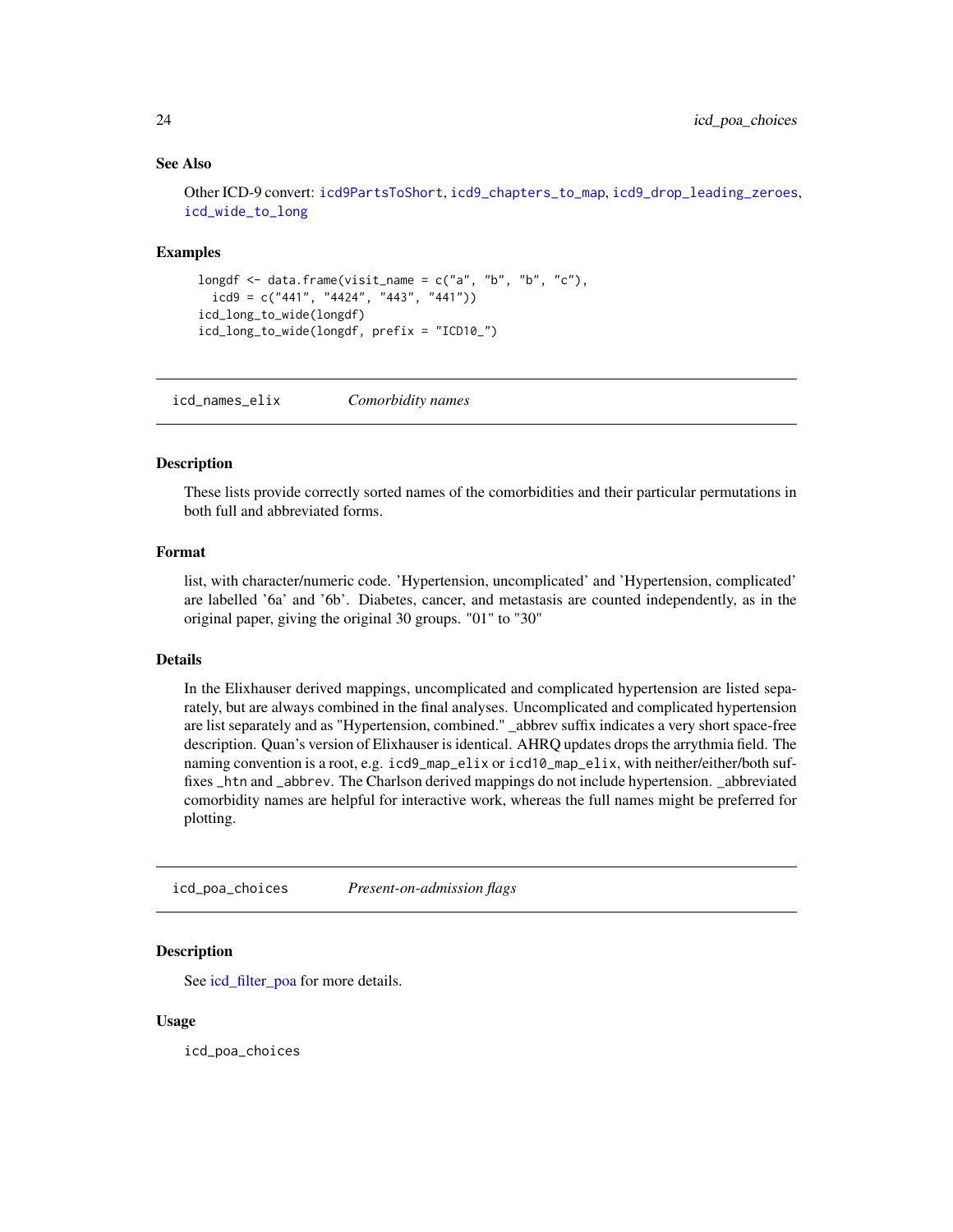### See Also

Other ICD-9 convert: `icd9PartsToShort`, `icd9_chapters_to_map`, `icd9_drop_leading_zeroes`, `icd_wide_to_long`

### Examples

```
longdf <- data.frame(visit_name = c("a", "b", "b", "c"),
  icd9 = c("441", "4424", "443", "441"))
icd_long_to_wide(longdf)
icd_long_to_wide(longdf, prefix = "ICD10_")
```

---

## `icd_names_elix` *Comorbidity names*

---

### Description

These lists provide correctly sorted names of the comorbidities and their particular permutations in both full and abbreviated forms.

### Format

list, with character/numeric code. 'Hypertension, uncomplicated' and 'Hypertension, complicated' are labelled '6a' and '6b'. Diabetes, cancer, and metastasis are counted independently, as in the original paper, giving the original 30 groups. "01" to "30"

### Details

In the Elixhauser derived mappings, uncomplicated and complicated hypertension are listed separately, but are always combined in the final analyses. Uncomplicated and complicated hypertension are list separately and as "Hypertension, combined." _abbrev suffix indicates a very short space-free description. Quan's version of Elixhauser is identical. AHRQ updates drops the arrythmia field. The naming convention is a root, e.g. `icd9_map_elix` or `icd10_map_elix`, with neither/either/both suffixes `_htn` and `_abbrev`. The Charlson derived mappings do not include hypertension. _abbreviated comorbidity names are helpful for interactive work, whereas the full names might be preferred for plotting.

---

## `icd_poa_choices` *Present-on-admission flags*

---

### Description

See icd_filter_poa for more details.

### Usage

```
icd_poa_choices
```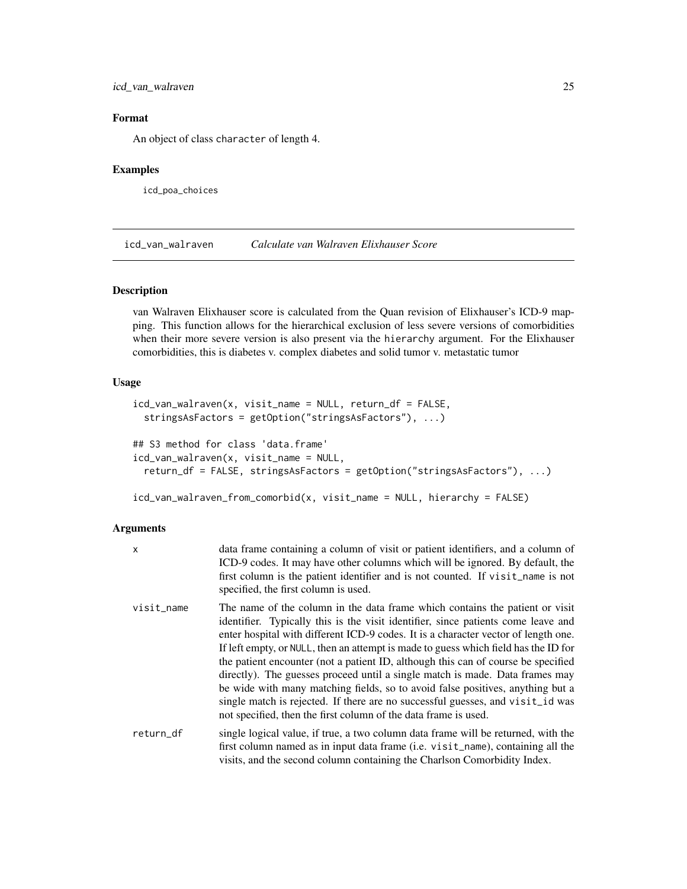### Format

An object of class character of length 4.

### Examples

```
icd_poa_choices
```

---

## icd_van_walraven — *Calculate van Walraven Elixhauser Score*

### Description

van Walraven Elixhauser score is calculated from the Quan revision of Elixhauser's ICD-9 mapping. This function allows for the hierarchical exclusion of less severe versions of comorbidities when their more severe version is also present via the hierarchy argument. For the Elixhauser comorbidities, this is diabetes v. complex diabetes and solid tumor v. metastatic tumor

### Usage

```
icd_van_walraven(x, visit_name = NULL, return_df = FALSE,
  stringsAsFactors = getOption("stringsAsFactors"), ...)

## S3 method for class 'data.frame'
icd_van_walraven(x, visit_name = NULL,
  return_df = FALSE, stringsAsFactors = getOption("stringsAsFactors"), ...)

icd_van_walraven_from_comorbid(x, visit_name = NULL, hierarchy = FALSE)
```

### Arguments

| | |
|---|---|
| x | data frame containing a column of visit or patient identifiers, and a column of ICD-9 codes. It may have other columns which will be ignored. By default, the first column is the patient identifier and is not counted. If visit_name is not specified, the first column is used. |
| visit_name | The name of the column in the data frame which contains the patient or visit identifier. Typically this is the visit identifier, since patients come leave and enter hospital with different ICD-9 codes. It is a character vector of length one. If left empty, or NULL, then an attempt is made to guess which field has the ID for the patient encounter (not a patient ID, although this can of course be specified directly). The guesses proceed until a single match is made. Data frames may be wide with many matching fields, so to avoid false positives, anything but a single match is rejected. If there are no successful guesses, and visit_id was not specified, then the first column of the data frame is used. |
| return_df | single logical value, if true, a two column data frame will be returned, with the first column named as in input data frame (i.e. visit_name), containing all the visits, and the second column containing the Charlson Comorbidity Index. |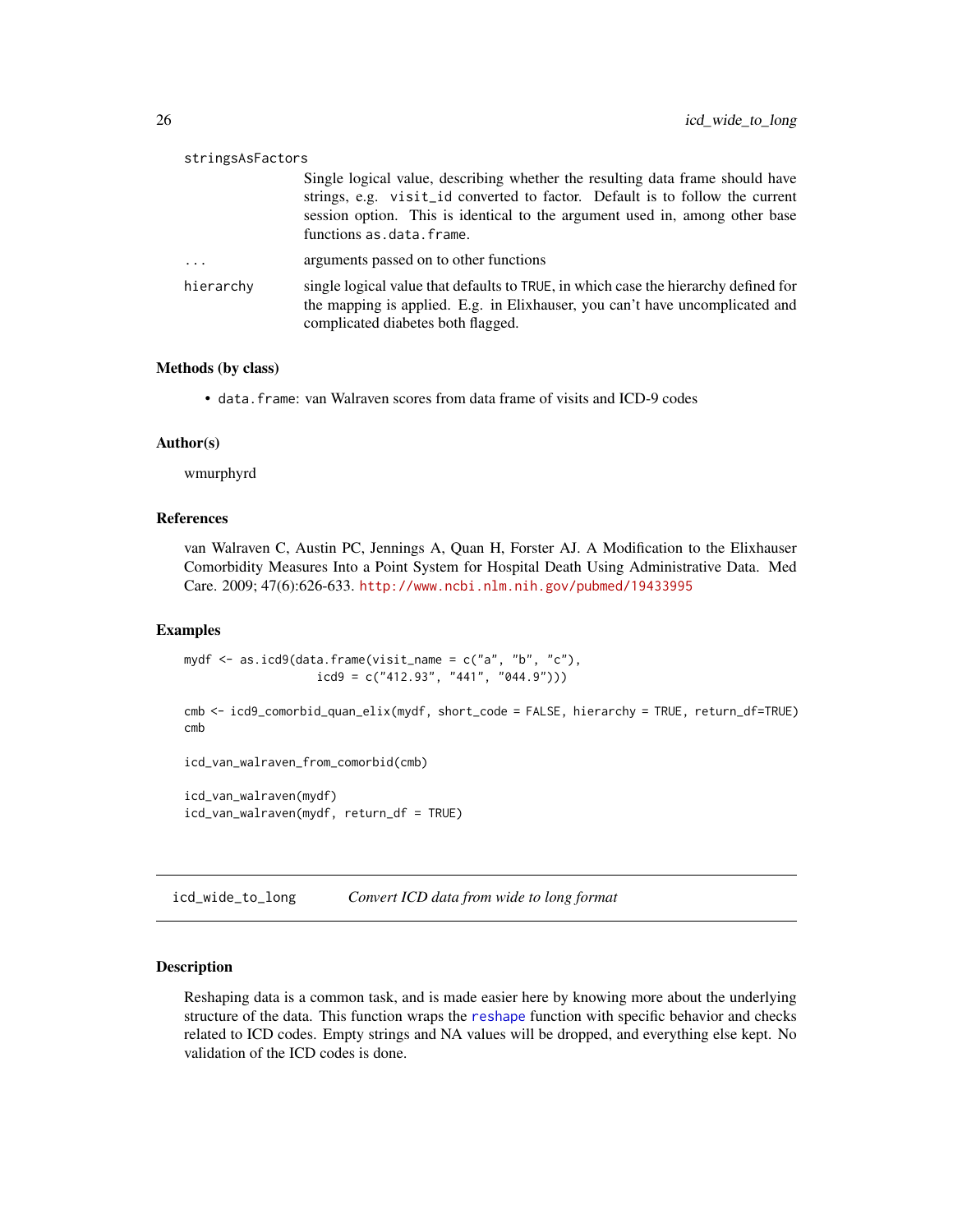stringsAsFactors
: Single logical value, describing whether the resulting data frame should have strings, e.g. `visit_id` converted to factor. Default is to follow the current session option. This is identical to the argument used in, among other base functions `as.data.frame`.

...
: arguments passed on to other functions

hierarchy
: single logical value that defaults to `TRUE`, in which case the hierarchy defined for the mapping is applied. E.g. in Elixhauser, you can't have uncomplicated and complicated diabetes both flagged.

### Methods (by class)

- `data.frame`: van Walraven scores from data frame of visits and ICD-9 codes

### Author(s)

wmurphyrd

### References

van Walraven C, Austin PC, Jennings A, Quan H, Forster AJ. A Modification to the Elixhauser Comorbidity Measures Into a Point System for Hospital Death Using Administrative Data. Med Care. 2009; 47(6):626-633. http://www.ncbi.nlm.nih.gov/pubmed/19433995

### Examples

```
mydf <- as.icd9(data.frame(visit_name = c("a", "b", "c"),
                   icd9 = c("412.93", "441", "044.9")))

cmb <- icd9_comorbid_quan_elix(mydf, short_code = FALSE, hierarchy = TRUE, return_df=TRUE)
cmb

icd_van_walraven_from_comorbid(cmb)

icd_van_walraven(mydf)
icd_van_walraven(mydf, return_df = TRUE)
```

---

## icd_wide_to_long — *Convert ICD data from wide to long format*

### Description

Reshaping data is a common task, and is made easier here by knowing more about the underlying structure of the data. This function wraps the `reshape` function with specific behavior and checks related to ICD codes. Empty strings and NA values will be dropped, and everything else kept. No validation of the ICD codes is done.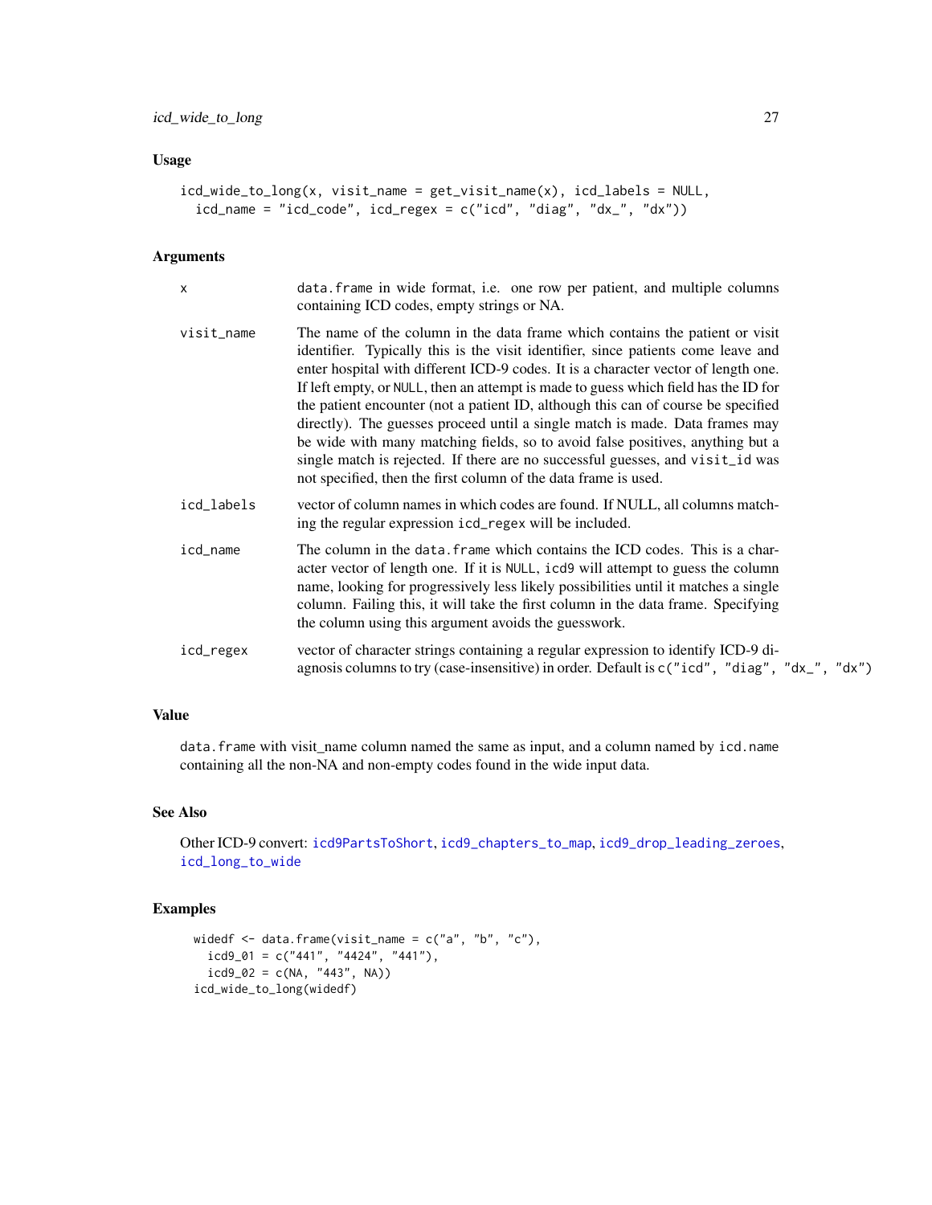### Usage

```
icd_wide_to_long(x, visit_name = get_visit_name(x), icd_labels = NULL,
  icd_name = "icd_code", icd_regex = c("icd", "diag", "dx_", "dx"))
```

### Arguments

| | |
|---|---|
| x | data.frame in wide format, i.e. one row per patient, and multiple columns containing ICD codes, empty strings or NA. |
| visit_name | The name of the column in the data frame which contains the patient or visit identifier. Typically this is the visit identifier, since patients come leave and enter hospital with different ICD-9 codes. It is a character vector of length one. If left empty, or NULL, then an attempt is made to guess which field has the ID for the patient encounter (not a patient ID, although this can of course be specified directly). The guesses proceed until a single match is made. Data frames may be wide with many matching fields, so to avoid false positives, anything but a single match is rejected. If there are no successful guesses, and visit_id was not specified, then the first column of the data frame is used. |
| icd_labels | vector of column names in which codes are found. If NULL, all columns matching the regular expression icd_regex will be included. |
| icd_name | The column in the data.frame which contains the ICD codes. This is a character vector of length one. If it is NULL, icd9 will attempt to guess the column name, looking for progressively less likely possibilities until it matches a single column. Failing this, it will take the first column in the data frame. Specifying the column using this argument avoids the guesswork. |
| icd_regex | vector of character strings containing a regular expression to identify ICD-9 diagnosis columns to try (case-insensitive) in order. Default is c("icd", "diag", "dx_", "dx") |

### Value

data.frame with visit_name column named the same as input, and a column named by icd.name containing all the non-NA and non-empty codes found in the wide input data.

### See Also

Other ICD-9 convert: icd9PartsToShort, icd9_chapters_to_map, icd9_drop_leading_zeroes, icd_long_to_wide

### Examples

```
widedf <- data.frame(visit_name = c("a", "b", "c"),
  icd9_01 = c("441", "4424", "441"),
  icd9_02 = c(NA, "443", NA))
icd_wide_to_long(widedf)
```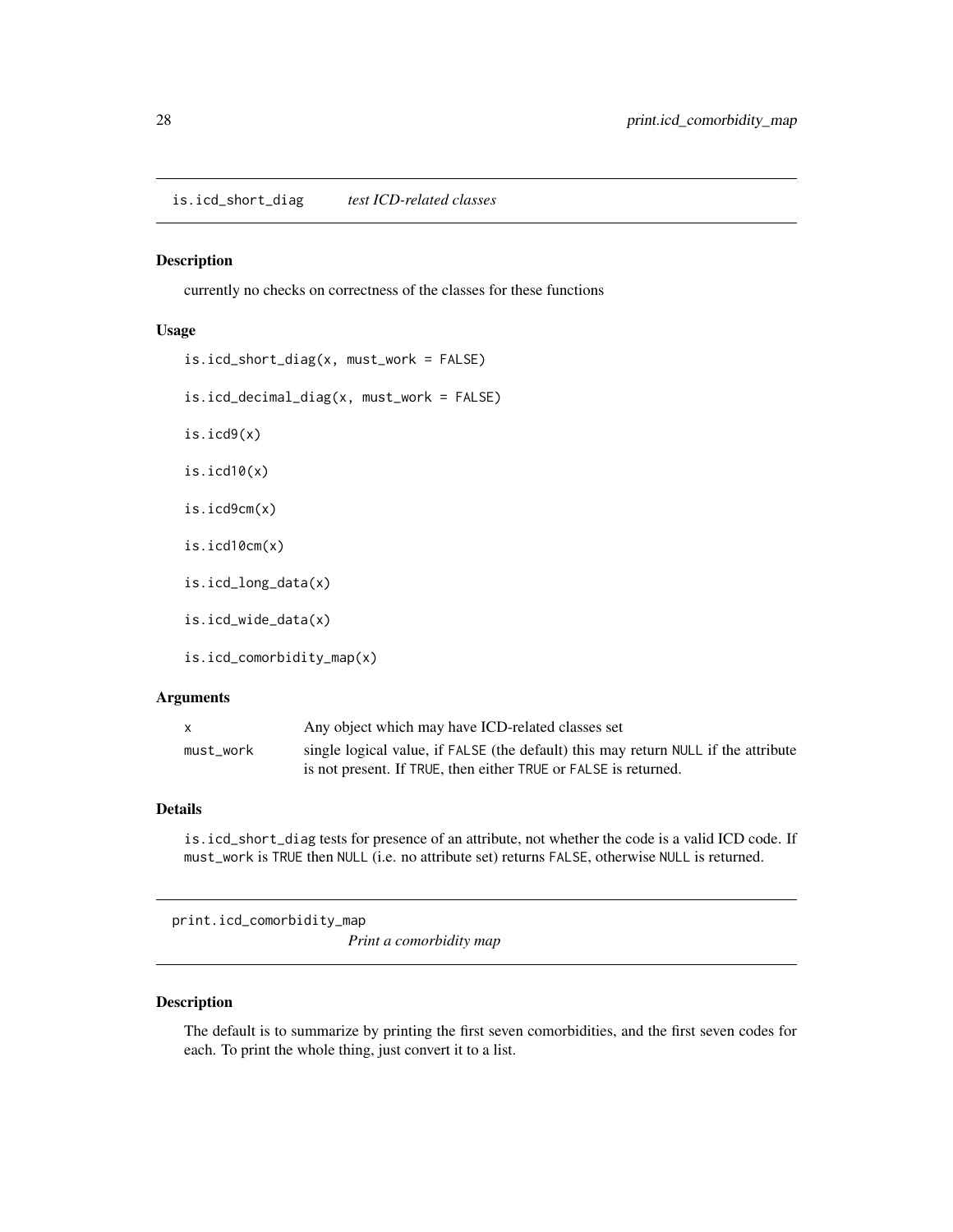## is.icd_short_diag *test ICD-related classes*

### Description

currently no checks on correctness of the classes for these functions

### Usage

```
is.icd_short_diag(x, must_work = FALSE)

is.icd_decimal_diag(x, must_work = FALSE)

is.icd9(x)

is.icd10(x)

is.icd9cm(x)

is.icd10cm(x)

is.icd_long_data(x)

is.icd_wide_data(x)

is.icd_comorbidity_map(x)
```

### Arguments

| | |
|---|---|
| x | Any object which may have ICD-related classes set |
| must_work | single logical value, if FALSE (the default) this may return NULL if the attribute is not present. If TRUE, then either TRUE or FALSE is returned. |

### Details

is.icd_short_diag tests for presence of an attribute, not whether the code is a valid ICD code. If must_work is TRUE then NULL (i.e. no attribute set) returns FALSE, otherwise NULL is returned.

## print.icd_comorbidity_map *Print a comorbidity map*

### Description

The default is to summarize by printing the first seven comorbidities, and the first seven codes for each. To print the whole thing, just convert it to a list.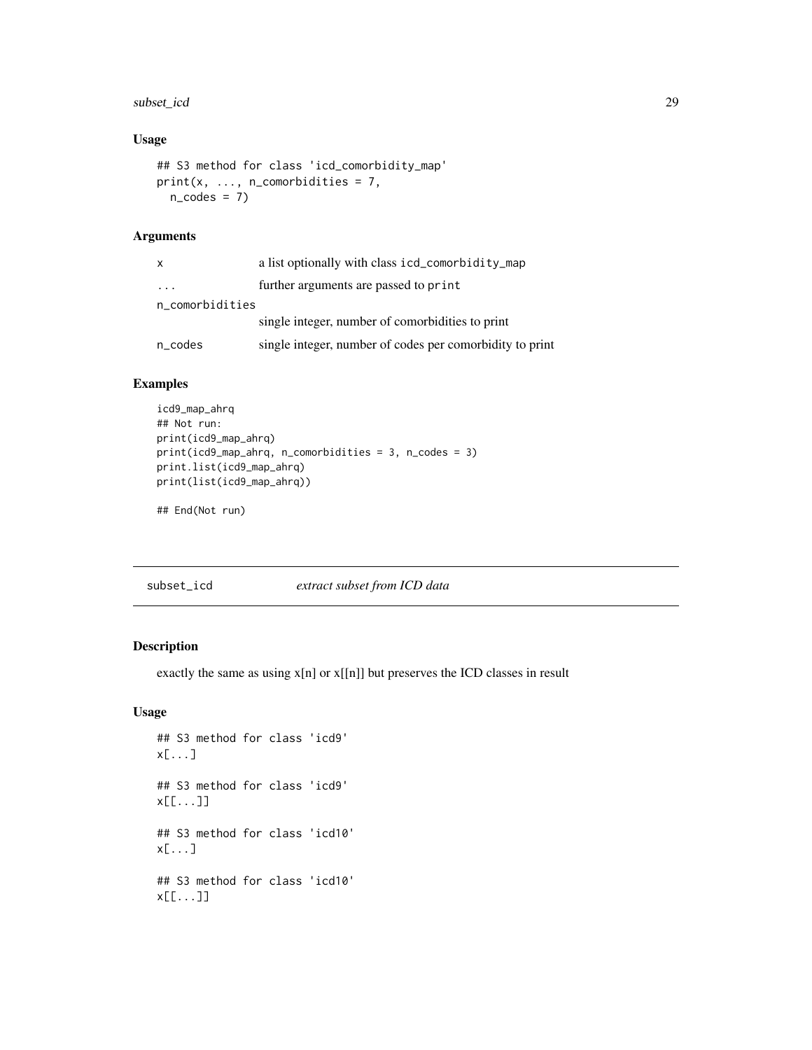### Usage

```
## S3 method for class 'icd_comorbidity_map'
print(x, ..., n_comorbidities = 7,
  n_codes = 7)
```

### Arguments

| | |
|---|---|
| `x` | a list optionally with class `icd_comorbidity_map` |
| `...` | further arguments are passed to `print` |
| `n_comorbidities` | single integer, number of comorbidities to print |
| `n_codes` | single integer, number of codes per comorbidity to print |

### Examples

```
icd9_map_ahrq
## Not run:
print(icd9_map_ahrq)
print(icd9_map_ahrq, n_comorbidities = 3, n_codes = 3)
print.list(icd9_map_ahrq)
print(list(icd9_map_ahrq))

## End(Not run)
```

---

## subset_icd — *extract subset from ICD data*

### Description

exactly the same as using x[n] or x[[n]] but preserves the ICD classes in result

### Usage

```
## S3 method for class 'icd9'
x[...]

## S3 method for class 'icd9'
x[[...]]

## S3 method for class 'icd10'
x[...]

## S3 method for class 'icd10'
x[[...]]
```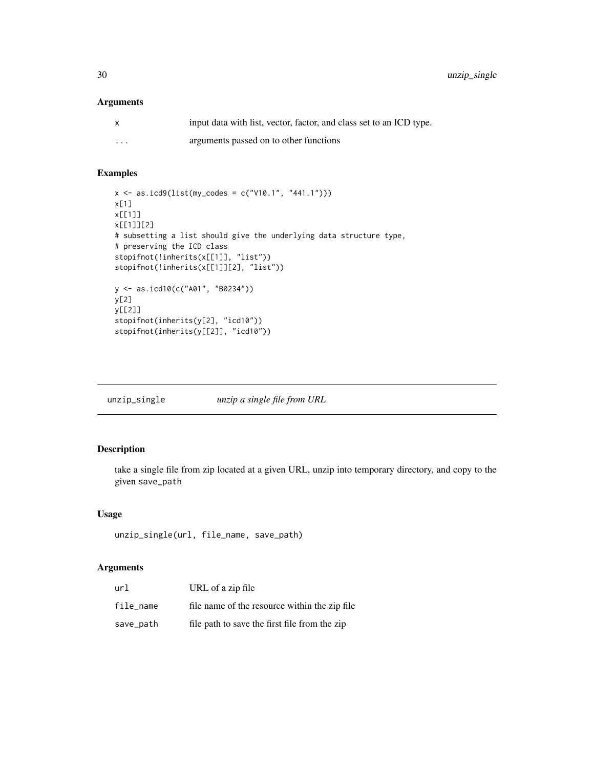## Arguments

| | |
|---|---|
| `x` | input data with list, vector, factor, and class set to an ICD type. |
| `...` | arguments passed on to other functions |

## Examples

```
x <- as.icd9(list(my_codes = c("V10.1", "441.1")))
x[1]
x[[1]]
x[[1]][2]
# subsetting a list should give the underlying data structure type,
# preserving the ICD class
stopifnot(!inherits(x[[1]], "list"))
stopifnot(!inherits(x[[1]][2], "list"))

y <- as.icd10(c("A01", "B0234"))
y[2]
y[[2]]
stopifnot(inherits(y[2], "icd10"))
stopifnot(inherits(y[[2]], "icd10"))
```

---

# unzip_single — *unzip a single file from URL*

---

## Description

take a single file from zip located at a given URL, unzip into temporary directory, and copy to the given save_path

## Usage

```
unzip_single(url, file_name, save_path)
```

## Arguments

| | |
|---|---|
| `url` | URL of a zip file |
| `file_name` | file name of the resource within the zip file |
| `save_path` | file path to save the first file from the zip |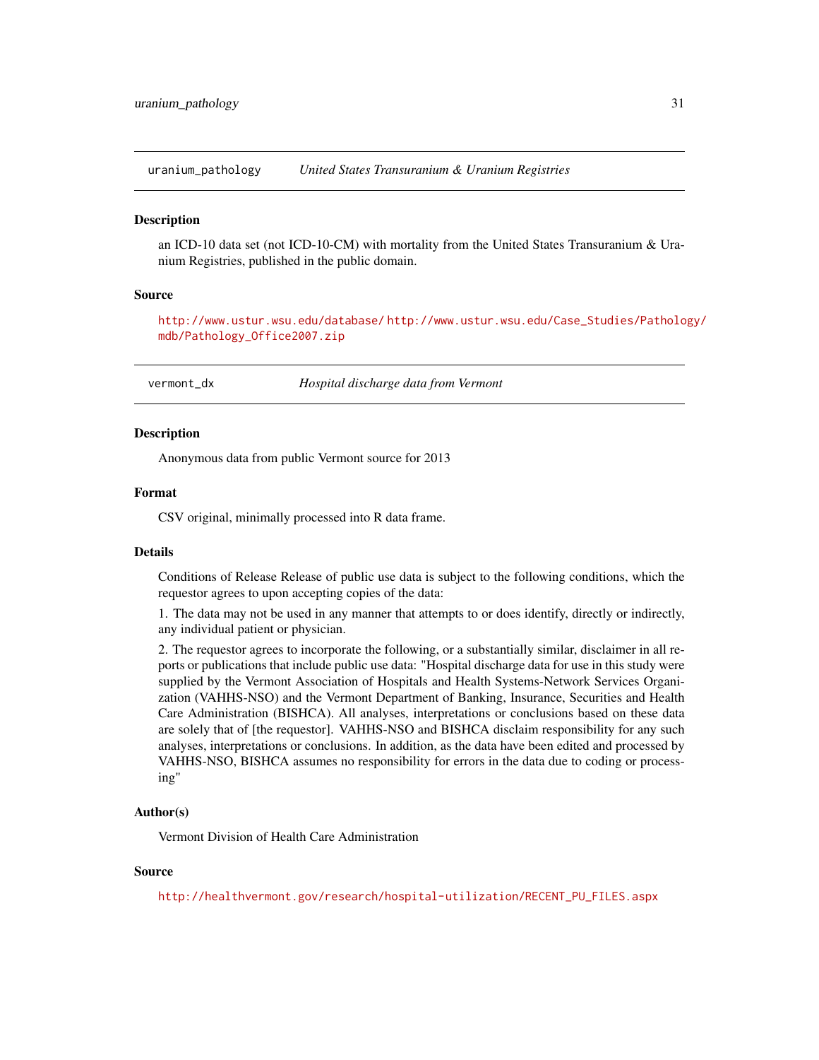## uranium_pathology *United States Transuranium & Uranium Registries*

### Description

an ICD-10 data set (not ICD-10-CM) with mortality from the United States Transuranium & Uranium Registries, published in the public domain.

### Source

http://www.ustur.wsu.edu/database/ http://www.ustur.wsu.edu/Case_Studies/Pathology/mdb/Pathology_Office2007.zip

## vermont_dx *Hospital discharge data from Vermont*

### Description

Anonymous data from public Vermont source for 2013

### Format

CSV original, minimally processed into R data frame.

### Details

Conditions of Release Release of public use data is subject to the following conditions, which the requestor agrees to upon accepting copies of the data:

1. The data may not be used in any manner that attempts to or does identify, directly or indirectly, any individual patient or physician.

2. The requestor agrees to incorporate the following, or a substantially similar, disclaimer in all reports or publications that include public use data: "Hospital discharge data for use in this study were supplied by the Vermont Association of Hospitals and Health Systems-Network Services Organization (VAHHS-NSO) and the Vermont Department of Banking, Insurance, Securities and Health Care Administration (BISHCA). All analyses, interpretations or conclusions based on these data are solely that of [the requestor]. VAHHS-NSO and BISHCA disclaim responsibility for any such analyses, interpretations or conclusions. In addition, as the data have been edited and processed by VAHHS-NSO, BISHCA assumes no responsibility for errors in the data due to coding or processing"

### Author(s)

Vermont Division of Health Care Administration

### Source

http://healthvermont.gov/research/hospital-utilization/RECENT_PU_FILES.aspx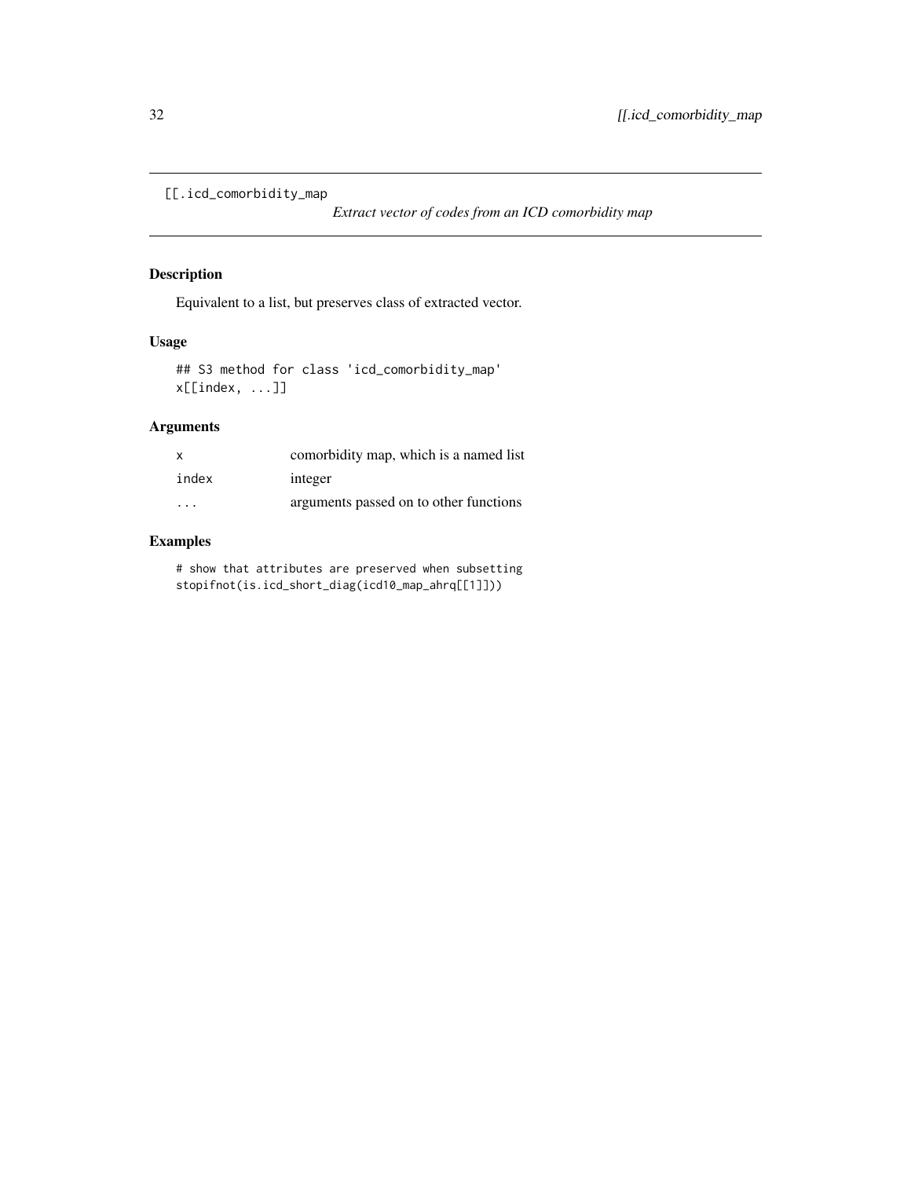[[.icd_comorbidity_map

*Extract vector of codes from an ICD comorbidity map*

## Description

Equivalent to a list, but preserves class of extracted vector.

## Usage

```
## S3 method for class 'icd_comorbidity_map'
x[[index, ...]]
```

## Arguments

| | |
|---|---|
| x | comorbidity map, which is a named list |
| index | integer |
| ... | arguments passed on to other functions |

## Examples

```
# show that attributes are preserved when subsetting
stopifnot(is.icd_short_diag(icd10_map_ahrq[[1]]))
```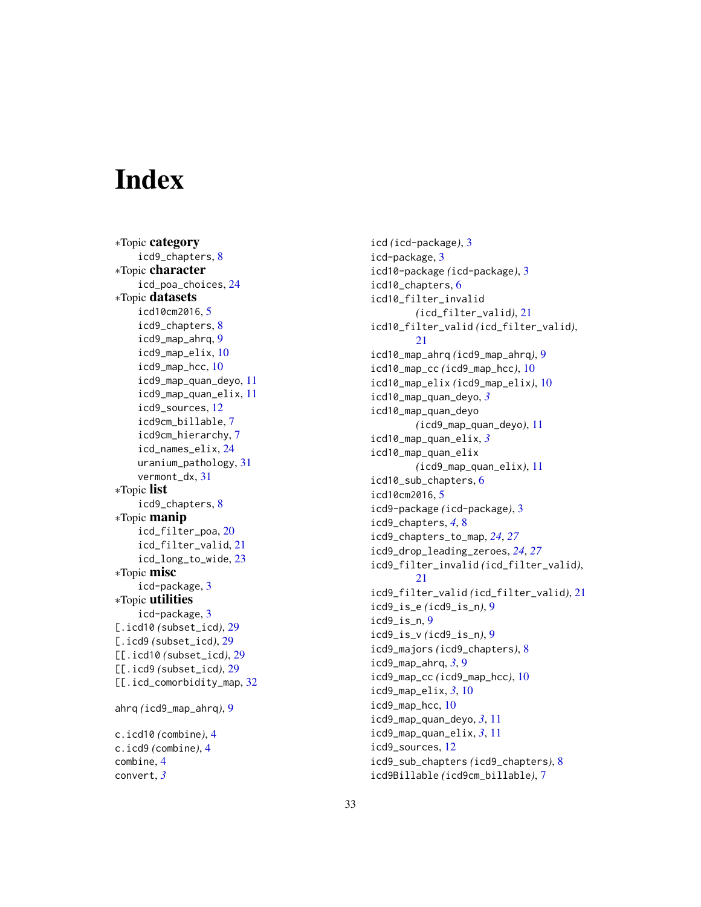# Index

∗Topic **category**

icd9_chapters, 8

∗Topic **character**

icd_poa_choices, 24

∗Topic **datasets**

icd10cm2016, 5
icd9_chapters, 8
icd9_map_ahrq, 9
icd9_map_elix, 10
icd9_map_hcc, 10
icd9_map_quan_deyo, 11
icd9_map_quan_elix, 11
icd9_sources, 12
icd9cm_billable, 7
icd9cm_hierarchy, 7
icd_names_elix, 24
uranium_pathology, 31
vermont_dx, 31

∗Topic **list**

icd9_chapters, 8

∗Topic **manip**

icd_filter_poa, 20
icd_filter_valid, 21
icd_long_to_wide, 23

∗Topic **misc**

icd-package, 3

∗Topic **utilities**

icd-package, 3

[.icd10 *(*subset_icd*)*, 29
[.icd9 *(*subset_icd*)*, 29
[[.icd10 *(*subset_icd*)*, 29
[[.icd9 *(*subset_icd*)*, 29
[[.icd_comorbidity_map, 32

ahrq *(*icd9_map_ahrq*)*, 9

c.icd10 *(*combine*)*, 4
c.icd9 *(*combine*)*, 4
combine, 4
convert, *3*

icd *(*icd-package*)*, 3
icd-package, 3
icd10-package *(*icd-package*)*, 3
icd10_chapters, 6
icd10_filter_invalid *(*icd_filter_valid*)*, 21
icd10_filter_valid *(*icd_filter_valid*)*, 21
icd10_map_ahrq *(*icd9_map_ahrq*)*, 9
icd10_map_cc *(*icd9_map_hcc*)*, 10
icd10_map_elix *(*icd9_map_elix*)*, 10
icd10_map_quan_deyo, *3*
icd10_map_quan_deyo *(*icd9_map_quan_deyo*)*, 11
icd10_map_quan_elix, *3*
icd10_map_quan_elix *(*icd9_map_quan_elix*)*, 11
icd10_sub_chapters, 6
icd10cm2016, 5
icd9-package *(*icd-package*)*, 3
icd9_chapters, *4*, 8
icd9_chapters_to_map, *24*, *27*
icd9_drop_leading_zeroes, *24*, *27*
icd9_filter_invalid *(*icd_filter_valid*)*, 21
icd9_filter_valid *(*icd_filter_valid*)*, 21
icd9_is_e *(*icd9_is_n*)*, 9
icd9_is_n, 9
icd9_is_v *(*icd9_is_n*)*, 9
icd9_majors *(*icd9_chapters*)*, 8
icd9_map_ahrq, *3*, 9
icd9_map_cc *(*icd9_map_hcc*)*, 10
icd9_map_elix, *3*, 10
icd9_map_hcc, 10
icd9_map_quan_deyo, *3*, 11
icd9_map_quan_elix, *3*, 11
icd9_sources, 12
icd9_sub_chapters *(*icd9_chapters*)*, 8
icd9Billable *(*icd9cm_billable*)*, 7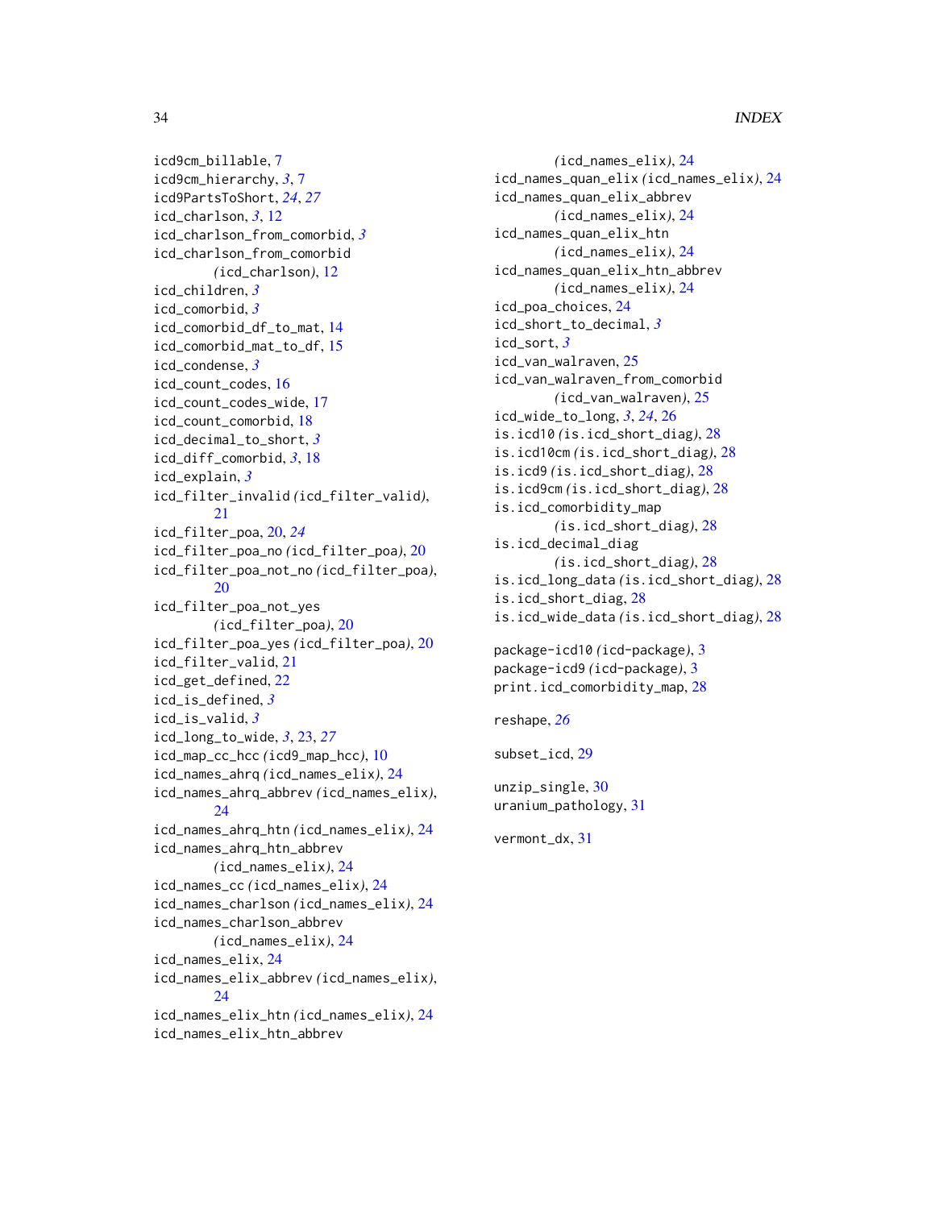icd9cm_billable, 7
icd9cm_hierarchy, *3*, 7
icd9PartsToShort, *24*, *27*
icd_charlson, *3*, 12
icd_charlson_from_comorbid, *3*
icd_charlson_from_comorbid *(icd_charlson)*, 12
icd_children, *3*
icd_comorbid, *3*
icd_comorbid_df_to_mat, 14
icd_comorbid_mat_to_df, 15
icd_condense, *3*
icd_count_codes, 16
icd_count_codes_wide, 17
icd_count_comorbid, 18
icd_decimal_to_short, *3*
icd_diff_comorbid, *3*, 18
icd_explain, *3*
icd_filter_invalid *(icd_filter_valid)*, 21
icd_filter_poa, 20, *24*
icd_filter_poa_no *(icd_filter_poa)*, 20
icd_filter_poa_not_no *(icd_filter_poa)*, 20
icd_filter_poa_not_yes *(icd_filter_poa)*, 20
icd_filter_poa_yes *(icd_filter_poa)*, 20
icd_filter_valid, 21
icd_get_defined, 22
icd_is_defined, *3*
icd_is_valid, *3*
icd_long_to_wide, *3*, 23, *27*
icd_map_cc_hcc *(icd9_map_hcc)*, 10
icd_names_ahrq *(icd_names_elix)*, 24
icd_names_ahrq_abbrev *(icd_names_elix)*, 24
icd_names_ahrq_htn *(icd_names_elix)*, 24
icd_names_ahrq_htn_abbrev *(icd_names_elix)*, 24
icd_names_cc *(icd_names_elix)*, 24
icd_names_charlson *(icd_names_elix)*, 24
icd_names_charlson_abbrev *(icd_names_elix)*, 24
icd_names_elix, 24
icd_names_elix_abbrev *(icd_names_elix)*, 24
icd_names_elix_htn *(icd_names_elix)*, 24
icd_names_elix_htn_abbrev *(icd_names_elix)*, 24
icd_names_quan_elix *(icd_names_elix)*, 24
icd_names_quan_elix_abbrev *(icd_names_elix)*, 24
icd_names_quan_elix_htn *(icd_names_elix)*, 24
icd_names_quan_elix_htn_abbrev *(icd_names_elix)*, 24
icd_poa_choices, 24
icd_short_to_decimal, *3*
icd_sort, *3*
icd_van_walraven, 25
icd_van_walraven_from_comorbid *(icd_van_walraven)*, 25
icd_wide_to_long, *3*, *24*, 26
is.icd10 *(is.icd_short_diag)*, 28
is.icd10cm *(is.icd_short_diag)*, 28
is.icd9 *(is.icd_short_diag)*, 28
is.icd9cm *(is.icd_short_diag)*, 28
is.icd_comorbidity_map *(is.icd_short_diag)*, 28
is.icd_decimal_diag *(is.icd_short_diag)*, 28
is.icd_long_data *(is.icd_short_diag)*, 28
is.icd_short_diag, 28
is.icd_wide_data *(is.icd_short_diag)*, 28

package-icd10 *(icd-package)*, 3
package-icd9 *(icd-package)*, 3
print.icd_comorbidity_map, 28

reshape, *26*

subset_icd, 29

unzip_single, 30
uranium_pathology, 31

vermont_dx, 31